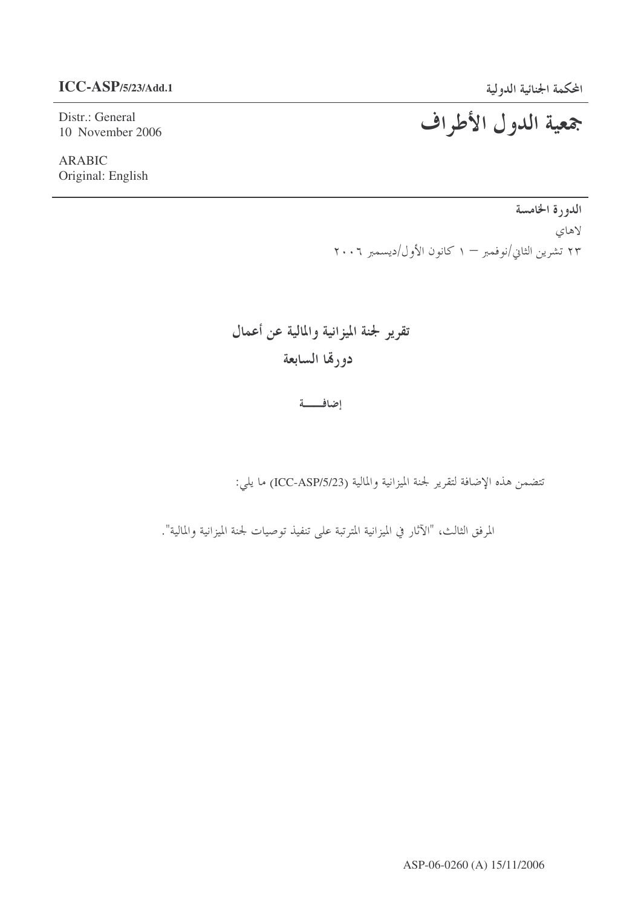**ICC-ASP/5/23/Add.1**

**المحكمة الجنائية الدولية**

Distr.: General
10 November 2006

ARABIC
Original: English

# جمعية الدول الأطراف

**الدورة الخامسة**

لاهاي

٢٣ تشرين الثاني/نوفمبر – ١ كانون الأول/ديسمبر ٢٠٠٦

## تقرير لجنة الميزانية والمالية عن أعمال دورتها السابعة

**إضافـــــة**

تتضمن هذه الإضافة لتقرير لجنة الميزانية والمالية (ICC-ASP/5/23) ما يلي:

المرفق الثالث، "الآثار في الميزانية المترتبة على تنفيذ توصيات لجنة الميزانية والمالية".

ASP-06-0260 (A) 15/11/2006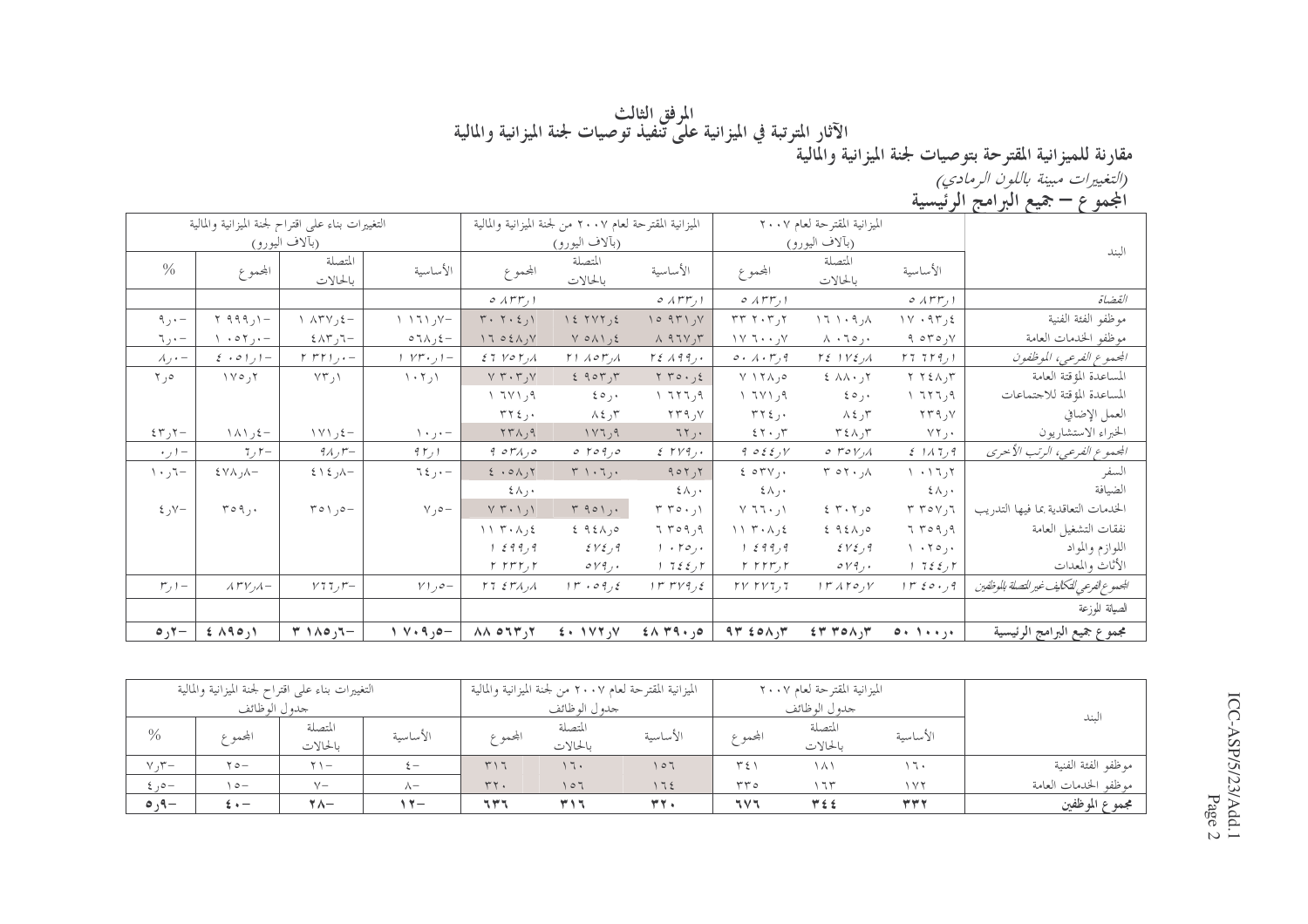# المرفق الثالث

## الآثار المترتبة في الميزانية على تنفيذ توصيات لجنة الميزانية والمالية

### مقارنة للميزانية المقترحة بتوصيات لجنة الميزانية والمالية

*(التغييرات مبينة باللون الرمادي)*

### المجموع – جميع البرامج الرئيسية

| البند | الميزانية المقترحة لعام ٢٠٠٧ (بآلاف اليورو) | | | الميزانية المقترحة لعام ٢٠٠٧ من لجنة الميزانية والمالية (بآلاف اليورو) | | | التغييرات بناء على اقتراح لجنة الميزانية والمالية (بآلاف اليورو) | | | |
|---|---|---|---|---|---|---|---|---|---|---|
| | الأساسية | المتصلة بالحالات | المجموع | الأساسية | المتصلة بالحالات | المجموع | الأساسية | المتصلة بالحالات | المجموع | % |
| *القضاة* | ٥ ٨٣٣٫١ | | ٥ ٨٣٣٫١ | ٥ ٨٣٣٫١ | | ٥ ٨٣٣٫١ | | | | |
| موظفو الفئة الفنية | ١٧ ٠٩٣٫٤ | ١٦ ١٠٩٫٨ | ٣٣ ٢٠٣٫٢ | ١٥ ٩٣١٫٧ | ١٤ ٢٧٢٫٤ | ٣٠ ٢٠٤٫١ | –١ ١٦١٫٧ | –١ ٨٣٧٫٤ | –٢ ٩٩٩٫١ | –٩٫٠ |
| موظفو الخدمات العامة | ٩ ٥٣٥٫٧ | ٨ ٠٦٥٫٠ | ١٧ ٦٠٠٫٧ | ٨ ٩٦٧٫٣ | ٧ ٥٨١٫٤ | ١٦ ٥٤٨٫٧ | –٥٦٨٫٤ | –٤٨٣٫٦ | –١ ٠٥٢٫٠ | –٦٫٠ |
| *المجموع الفرعي، الموظفون* | ٢٦ ٦٢٩٫١ | ٢٤ ١٧٤٫٨ | ٥٠ ٨٠٣٫٩ | ٢٤ ٨٩٩٫٠ | ٢١ ٨٥٣٫٨ | ٤٦ ٧٥٢٫٨ | –١ ٧٣٠٫١ | –٢ ٣٢١٫٠ | –٤ ٠٥١٫١ | –٨٫٠ |
| المساعدة المؤقتة العامة | ٢ ٢٤٨٫٣ | ٤ ٨٨٠٫٢ | ٧ ١٢٨٫٥ | ٢ ٣٥٠٫٤ | ٤ ٩٥٣٫٣ | ٧ ٣٠٣٫٧ | ١٠٢٫١ | ٧٣٫١ | ١٧٥٫٢ | ٢٫٥ |
| المساعدة المؤقتة للاجتماعات | ١ ٦٢٦٫٩ | ٤٥٫٠ | ١ ٦٧١٫٩ | ١ ٦٢٦٫٩ | ٤٥٫٠ | ١ ٦٧١٫٩ | | | | |
| العمل الإضافي | ٢٣٩٫٧ | ٨٤٫٣ | ٣٢٤٫٠ | ٢٣٩٫٧ | ٨٤٫٣ | ٣٢٤٫٠ | | | | |
| الخبراء الاستشاريون | ٧٢٫٠ | ٣٤٨٫٣ | ٤٢٠٫٣ | ٦٢٫٠ | ١٧٦٫٩ | ٢٣٨٫٩ | –١٠٫٠ | –١٧١٫٤ | –١٨١٫٤ | –٤٣٫٢ |
| *المجموع الفرعي، الرتب الأخرى* | ٤ ١٨٦٫٩ | ٥ ٣٥٧٫٨ | ٩ ٥٤٤٫٧ | ٤ ٢٧٩٫٠ | ٥ ٢٥٩٫٥ | ٩ ٥٣٨٫٥ | ٩٢٫١ | –٩٨٫٣ | –٦٫٢ | –٠٫١ |
| السفر | ١ ٠١٦٫٢ | ٣ ٥٢٠٫٨ | ٤ ٥٣٧٫٠ | ٩٥٢٫٢ | ٣ ١٠٦٫٠ | ٤ ٠٥٨٫٢ | –٦٤٫٠ | –٤١٤٫٨ | –٤٧٨٫٨ | –١٠٫٦ |
| الضيافة | ٤٨٫٠ | | ٤٨٫٠ | ٤٨٫٠ | | ٤٨٫٠ | | | | |
| الخدمات التعاقدية بما فيها التدريب | ٣ ٣٥٧٫٦ | ٤ ٣٠٢٫٥ | ٧ ٦٦٠٫١ | ٣ ٣٥٠٫١ | ٣ ٩٥١٫٠ | ٧ ٣٠١٫١ | –٧٫٥ | –٣٥١٫٥ | –٣٥٩٫٠ | –٤٫٧ |
| نفقات التشغيل العامة | ٦ ٣٥٩٫٩ | ٤ ٩٤٨٫٥ | ١١ ٣٠٨٫٤ | ٦ ٣٥٩٫٩ | ٤ ٩٤٨٫٥ | ١١ ٣٠٨٫٤ | | | | |
| اللوازم والمواد | ١ ٠٢٥٫٠ | ٤٧٤٫٩ | ١ ٤٩٩٫٩ | ١ ٠٢٥٫٠ | ٤٧٤٫٩ | ١ ٤٩٩٫٩ | | | | |
| الأثاث والمعدات | ١ ٦٤٤٫٢ | ٥٧٩٫٠ | ٢ ٢٢٣٫٢ | ١ ٦٤٤٫٢ | ٥٧٩٫٠ | ٢ ٢٢٣٫٢ | | | | |
| *المجموع الفرعي للتكاليف غير المتصلة بالموظفين* | ١٣ ٤٥٠٫٩ | ١٣ ٨٢٥٫٧ | ٢٧ ٢٧٦٫٦ | ١٣ ٣٧٩٫٤ | ١٣ ٠٥٩٫٤ | ٢٦ ٤٣٨٫٨ | –٧١٫٥ | –٧٦٦٫٣ | –٨٣٧٫٨ | –٣٫١ |
| الصيانة الموزعة | | | | | | | | | | |
| **مجموع جميع البرامج الرئيسية** | **٥٠ ١٠٠٫٠** | **٤٣ ٣٥٨٫٣** | **٩٣ ٤٥٨٫٣** | **٤٨ ٣٩٠٫٥** | **٤٠ ١٧٢٫٧** | **٨٨ ٥٦٣٫٢** | **–١ ٧٠٩٫٥** | **–٣ ١٨٥٫٦** | **–٤ ٨٩٥٫١** | **–٥٫٢** |

| البند | الميزانية المقترحة لعام ٢٠٠٧ جدول الوظائف | | | الميزانية المقترحة لعام ٢٠٠٧ من لجنة الميزانية والمالية جدول الوظائف | | | التغييرات بناء على اقتراح لجنة الميزانية والمالية جدول الوظائف | | | |
|---|---|---|---|---|---|---|---|---|---|---|
| | الأساسية | المتصلة بالحالات | المجموع | الأساسية | المتصلة بالحالات | المجموع | الأساسية | المتصلة بالحالات | المجموع | % |
| موظفو الفئة الفنية | ١٦٠ | ١٨١ | ٣٤١ | ١٥٦ | ١٦٠ | ٣١٦ | –٤ | –٢١ | –٢٥ | –٧٫٣ |
| موظفو الخدمات العامة | ١٧٢ | ١٦٣ | ٣٣٥ | ١٦٤ | ١٥٦ | ٣٢٠ | –٨ | –٧ | –١٥ | –٤٫٥ |
| **مجموع الموظفين** | **٣٣٢** | **٣٤٤** | **٦٧٦** | **٣٢٠** | **٣١٦** | **٦٣٦** | **–١٢** | **–٢٨** | **–٤٠** | **–٥٫٩** |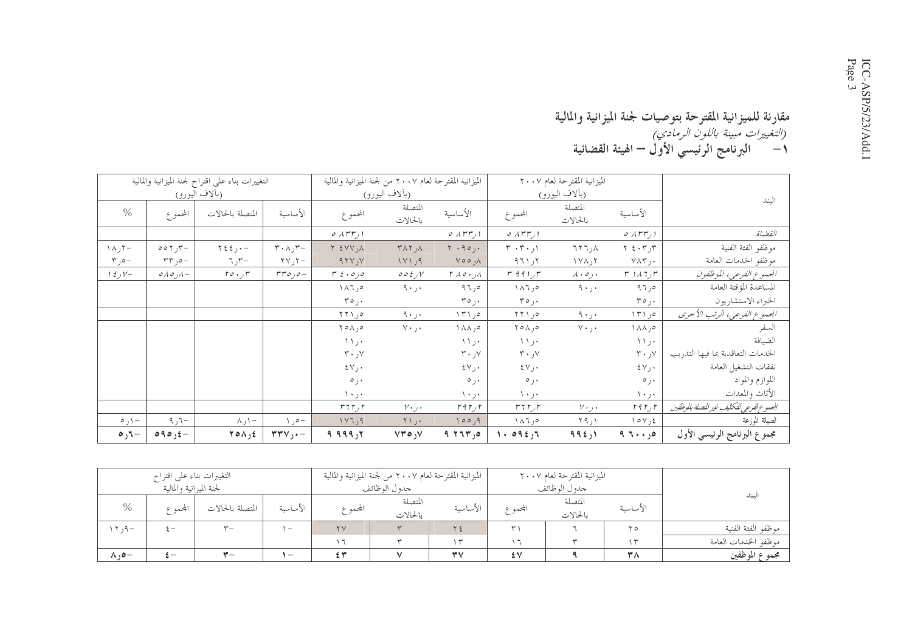# مقارنة للميزانية المقترحة بتوصيات لجنة الميزانية والمالية

*(التغييرات مبينة باللون الرمادي)*

## ١- البرنامج الرئيسي الأول – الهيئة القضائية

| البند | الميزانية المقترحة لعام ٢٠٠٧ (بآلاف اليورو) | | | الميزانية المقترحة لعام ٢٠٠٧ من لجنة الميزانية والمالية (بآلاف اليورو) | | | التغييرات بناء على اقتراح لجنة الميزانية والمالية (بآلاف اليورو) | | | |
|---|---|---|---|---|---|---|---|---|---|---|
| | الأساسية | المتصلة بالحالات | المجموع | الأساسية | المتصلة بالحالات | المجموع | الأساسية | المتصلة بالحالات | المجموع | % |
| *القضاة* | ٥ ٨٣٣,١ | | ٥ ٨٣٣,١ | ٥ ٨٣٣,١ | | ٥ ٨٣٣,١ | | | | |
| موظفو الفئة الفنية | ٢ ٤٠٣,٣ | ٦٢٦,٨ | ٣ ٠٣٠,١ | ٢ ٠٩٥,٠ | ٣٨٢,٨ | ٢ ٤٧٧,٨ | -٣٠٨,٣ | -٢٤٤,٠ | -٥٥٢,٣ | -١٨,٢ |
| موظفو الخدمات العامة | ٧٨٣,٠ | ١٧٨,٢ | ٩٦١,٢ | ٧٥٥,٨ | ١٧١,٩ | ٩٢٧,٧ | -٢٧,٢ | -٦,٣ | -٣٣,٥ | -٣,٥ |
| *المجموع الفرعي، الموظفون* | ٣ ١٨٦,٣ | ٨٠٥,٠ | ٣ ٩٩١,٣ | ٢ ٨٥٠,٨ | ٥٥٤,٧ | ٣ ٤٠٥,٥ | -٣٣٥,٥ | -٢٥٠,٣ | -٥٨٥,٨ | -١٤,٧ |
| المساعدة المؤقتة العامة | ٩٦,٥ | ٩٠,٠ | ١٨٦,٥ | ٩٦,٥ | ٩٠,٠ | ١٨٦,٥ | | | | |
| الخبراء الاستشاريون | ٣٥,٠ | | ٣٥,٠ | ٣٥,٠ | | ٣٥,٠ | | | | |
| *المجموع الفرعي، الرتب الأخرى* | ١٣١,٥ | ٩٠,٠ | ٢٢١,٥ | ١٣١,٥ | ٩٠,٠ | ٢٢١,٥ | | | | |
| السفر | ١٨٨,٥ | ٧٠,٠ | ٢٥٨,٥ | ١٨٨,٥ | ٧٠,٠ | ٢٥٨,٥ | | | | |
| الضيافة | ١١,٠ | | ١١,٠ | ١١,٠ | | ١١,٠ | | | | |
| الخدمات التعاقدية بما فيها التدريب | ٣٠,٧ | | ٣٠,٧ | ٣٠,٧ | | ٣٠,٧ | | | | |
| نفقات التشغيل العامة | ٤٧,٠ | | ٤٧,٠ | ٤٧,٠ | | ٤٧,٠ | | | | |
| اللوازم والمواد | ٥,٠ | | ٥,٠ | ٥,٠ | | ٥,٠ | | | | |
| الأثاث والمعدات | ١٠,٠ | | ١٠,٠ | ١٠,٠ | | ١٠,٠ | | | | |
| *المجموع الفرعي التكاليف غير المتصلة بالموظفين* | ٢٩٢,٢ | ٧٠,٠ | ٣٦٢,٢ | ٢٩٢,٢ | ٧٠,٠ | ٣٦٢,٢ | | | | |
| الصيانة الموزعة | ١٥٧,٤ | ٢٩,١ | ١٨٦,٥ | ١٥٥,٩ | ٢١,٠ | ١٧٦,٩ | -١,٥ | -٨,١ | -٩,٦ | -٥,١ |
| **مجموع البرنامج الرئيسي الأول** | **٩ ٦٠٠,٥** | **٩٩٤,١** | **١٠ ٥٩٤,٦** | **٩ ٢٦٣,٥** | **٧٣٥,٧** | **٩ ٩٩٩,٢** | **-٣٣٧,٠** | **-٢٥٨,٤** | **-٥٩٥,٤** | **-٥,٦** |

| البند | الميزانية المقترحة لعام ٢٠٠٧ جدول الوظائف | | | الميزانية المقترحة لعام ٢٠٠٧ من لجنة الميزانية والمالية جدول الوظائف | | | التغييرات بناء على اقتراح لجنة الميزانية والمالية | | | |
|---|---|---|---|---|---|---|---|---|---|---|
| | الأساسية | المتصلة بالحالات | المجموع | الأساسية | المتصلة بالحالات | المجموع | الأساسية | المتصلة بالحالات | المجموع | % |
| موظفو الفئة الفنية | ٢٥ | ٦ | ٣١ | ٢٤ | ٣ | ٢٧ | -١ | -٣ | -٤ | -١٢,٩ |
| موظفو الخدمات العامة | ١٣ | ٣ | ١٦ | ١٣ | ٣ | ١٦ | | | | |
| **مجموع الموظفين** | **٣٨** | **٩** | **٤٧** | **٣٧** | **٧** | **٤٣** | **-١** | **-٣** | **-٤** | **-٨,٥** |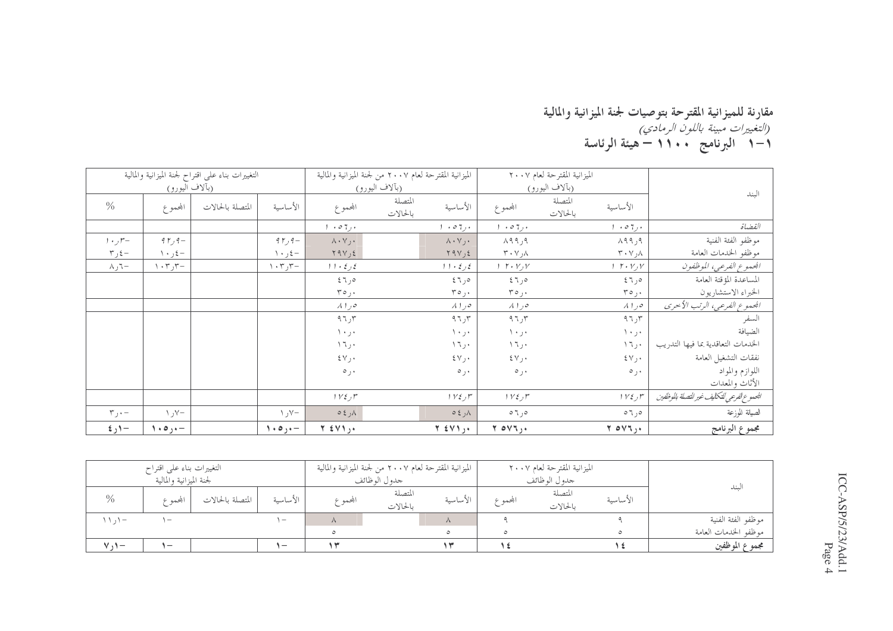# مقارنة للميزانية المقترحة بتوصيات لجنة الميزانية والمالية

*(التغييرات مبينة باللون الرمادي)*

## ١-١ البرنامج ١١٠٠ — هيئة الرئاسة

| البند | الميزانية المقترحة لعام ٢٠٠٧ (بآلاف اليورو) | | | الميزانية المقترحة لعام ٢٠٠٧ من لجنة الميزانية والمالية (بآلاف اليورو) | | | التغييرات بناء على اقتراح لجنة الميزانية والمالية (بآلاف اليورو) | | | |
|---|---|---|---|---|---|---|---|---|---|---|
| | الأساسية | المتصلة بالحالات | المجموع | الأساسية | المتصلة بالحالات | المجموع | الأساسية | المتصلة بالحالات | المجموع | % |
| *القضاة* | ١ ٠٥٦٫٠ | | ١ ٠٥٦٫٠ | ١ ٠٥٦٫٠ | | ١ ٠٥٦٫٠ | | | | |
| موظفو الفئة الفنية | ٨٩٩٫٩ | | ٨٩٩٫٩ | ٨٠٧٫٠ | | ٨٠٧٫٠ | -٩٢٫٩ | | -٩٢٫٩ | -١٠٫٣ |
| موظفو الخدمات العامة | ٣٠٧٫٨ | | ٣٠٧٫٨ | ٢٩٧٫٤ | | ٢٩٧٫٤ | -١٠٫٤ | | -١٠٫٤ | -٣٫٤ |
| *المجموع الفرعي، الموظفون* | ١ ٢٠٧٫٧ | | ١ ٢٠٧٫٧ | ١١٠٤٫٤ | | ١١٠٤٫٤ | -١٠٣٫٣ | | -١٠٣٫٣ | -٨٫٦ |
| المساعدة المؤقتة العامة | ٤٦٫٥ | | ٤٦٫٥ | ٤٦٫٥ | | ٤٦٫٥ | | | | |
| الخبراء الاستشاريون | ٣٥٫٠ | | ٣٥٫٠ | ٣٥٫٠ | | ٣٥٫٠ | | | | |
| *المجموع الفرعي، الرتب الأخرى* | ٨١٫٥ | | ٨١٫٥ | ٨١٫٥ | | ٨١٫٥ | | | | |
| السفر | ٩٦٫٣ | | ٩٦٫٣ | ٩٦٫٣ | | ٩٦٫٣ | | | | |
| الضيافة | ١٠٫٠ | | ١٠٫٠ | ١٠٫٠ | | ١٠٫٠ | | | | |
| الخدمات التعاقدية بما فيها التدريب | ١٦٫٠ | | ١٦٫٠ | ١٦٫٠ | | ١٦٫٠ | | | | |
| نفقات التشغيل العامة | ٤٧٫٠ | | ٤٧٫٠ | ٤٧٫٠ | | ٤٧٫٠ | | | | |
| اللوازم والمواد | ٥٫٠ | | ٥٫٠ | ٥٫٠ | | ٥٫٠ | | | | |
| الأثاث والمعدات | | | | | | | | | | |
| *المجموع الفرعي للتكاليف غير المتصلة بالموظفين* | ١٧٤٫٣ | | ١٧٤٫٣ | ١٧٤٫٣ | | ١٧٤٫٣ | | | | |
| الصيانة الموزعة | ٥٦٫٥ | | ٥٦٫٥ | ٥٤٫٨ | | ٥٤٫٨ | -١٫٧ | | -١٫٧ | -٣٫٠ |
| **مجموع البرنامج** | **٢ ٥٧٦٫٠** | | **٢ ٥٧٦٫٠** | **٢ ٤٧١٫٠** | | **٢ ٤٧١٫٠** | **-١٠٥٫٠** | | **-١٠٥٫٠** | **-٤٫١** |

| البند | الميزانية المقترحة لعام ٢٠٠٧ جدول الوظائف | | | الميزانية المقترحة لعام ٢٠٠٧ من لجنة الميزانية والمالية جدول الوظائف | | | التغييرات بناء على اقتراح لجنة الميزانية والمالية | | | |
|---|---|---|---|---|---|---|---|---|---|---|
| | الأساسية | المتصلة بالحالات | المجموع | الأساسية | المتصلة بالحالات | المجموع | الأساسية | المتصلة بالحالات | المجموع | % |
| موظفو الفئة الفنية | ٩ | | ٩ | ٨ | | ٨ | -١ | | -١ | -١١٫١ |
| موظفو الخدمات العامة | ٥ | | ٥ | ٥ | | ٥ | | | | |
| **مجموع الموظفين** | **١٤** | | **١٤** | **١٣** | | **١٣** | **-١** | | **-١** | **-٧٫١** |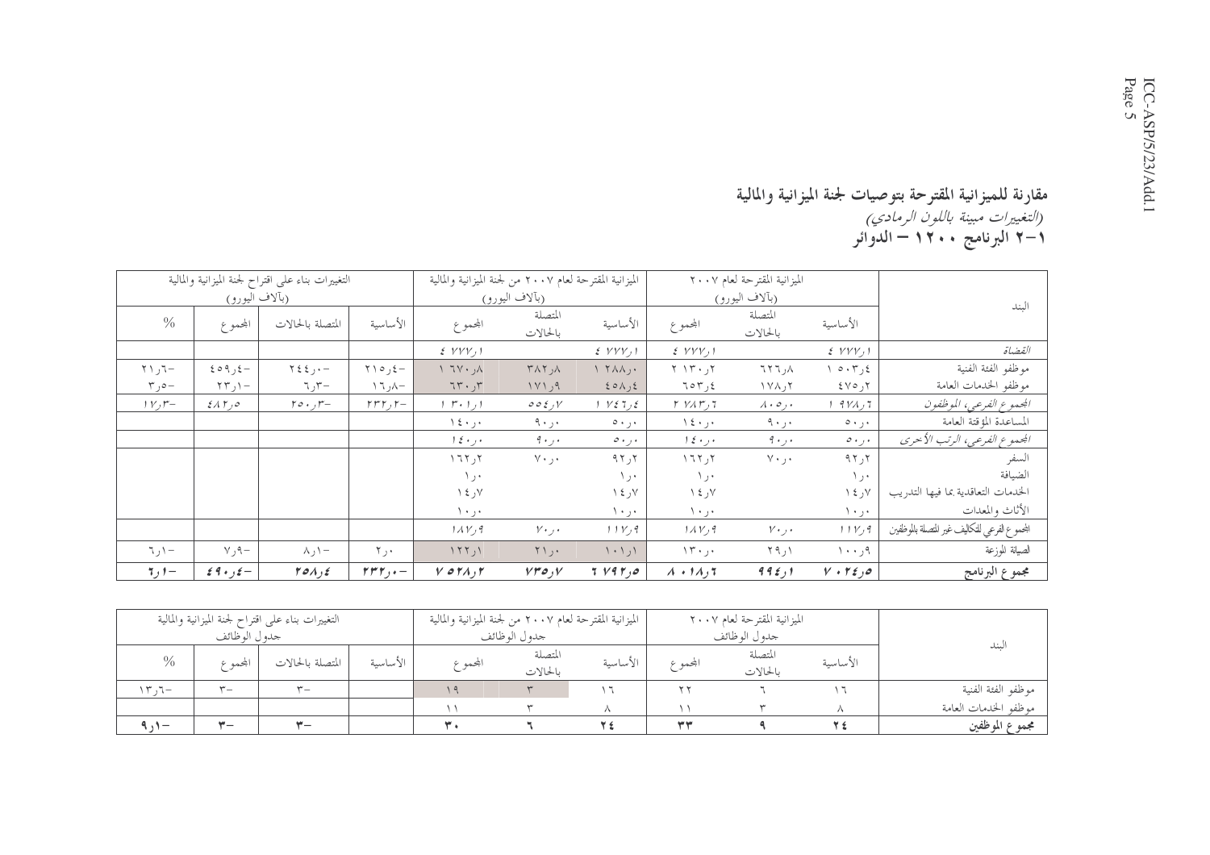## مقارنة للميزانية المقترحة بتوصيات لجنة الميزانية والمالية

*(التغييرات مبينة باللون الرمادي)*

### ١-٢ البرنامج ١٢٠٠ – الدوائر

| البند | الميزانية المقترحة لعام ٢٠٠٧ (بآلاف اليورو) | | | الميزانية المقترحة لعام ٢٠٠٧ من لجنة الميزانية والمالية (بآلاف اليورو) | | | التغييرات بناء على اقتراح لجنة الميزانية والمالية (بآلاف اليورو) | | | |
|---|---|---|---|---|---|---|---|---|---|---|
| | الأساسية | المتصلة بالحالات | المجموع | الأساسية | المتصلة بالحالات | المجموع | الأساسية | المتصلة بالحالات | المجموع | % |
| *القضاة* | ٤ ٧٧٧٫١ | | ٤ ٧٧٧٫١ | ٤ ٧٧٧٫١ | | ٤ ٧٧٧٫١ | | | | |
| موظفو الفئة الفنية | ١ ٥٠٣٫٤ | ٦٢٦٫٨ | ٢ ١٣٠٫٢ | ١ ٢٨٨٫٠ | ٣٨٢٫٨ | ١ ٦٧٠٫٨ | -٢١٥٫٤ | -٢٤٤٫٠ | -٤٥٩٫٤ | -٢١٫٦ |
| موظفو الخدمات العامة | ٤٧٥٫٢ | ١٧٨٫٢ | ٦٥٣٫٤ | ٤٥٨٫٤ | ١٧١٫٩ | ٦٣٠٫٣ | -١٦٫٨ | -٦٫٣ | -٢٣٫١ | -٣٫٥ |
| *المجموع الفرعي، الموظفون* | ١ ٩٧٨٫٦ | ٨٠٥٫٠ | ٢ ٧٨٣٫٦ | ١ ٧٤٦٫٤ | ٥٥٤٫٧ | ٢ ٣٠١٫١ | -٢٣٢٫٢ | -٢٥٠٫٣ | -٤٨٢٫٥ | -١٧٫٣ |
| المساعدة المؤقتة العامة | ٥٠٫٠ | ٩٠٫٠ | ١٤٠٫٠ | ٥٠٫٠ | ٩٠٫٠ | ١٤٠٫٠ | | | | |
| *المجموع الفرعي، الرتب الأخرى* | ٥٠٫٠ | ٩٠٫٠ | ١٤٠٫٠ | ٥٠٫٠ | ٩٠٫٠ | ١٤٠٫٠ | | | | |
| السفر | ٩٢٫٢ | ٧٠٫٠ | ١٦٢٫٢ | ٩٢٫٢ | ٧٠٫٠ | ١٦٢٫٢ | | | | |
| الضيافة | ١٫٠ | | ١٫٠ | ١٫٠ | | ١٫٠ | | | | |
| الخدمات التعاقدية بما فيها التدريب | ١٤٫٧ | | ١٤٫٧ | ١٤٫٧ | | ١٤٫٧ | | | | |
| الأثاث والمعدات | ١٠٫٠ | | ١٠٫٠ | ١٠٫٠ | | ١٠٫٠ | | | | |
| المجموع الفرعي للتكاليف غير المتصلة بالموظفين | ١١٧٫٩ | ٧٠٫٠ | ١٨٧٫٩ | ١١٧٫٩ | ٧٠٫٠ | ١٨٧٫٩ | | | | |
| الصيانة الموزعة | ١٠٠٫٩ | ٢٩٫١ | ١٣٠٫٠ | ١٠١٫١ | ٢١٫٠ | ١٢٢٫١ | ٢٫٠ | -٨٫١ | -٧٫٩ | -٦٫١ |
| **مجموع البرنامج** | **٧ ٠٢٤٫٥** | **٩٩٤٫١** | **٨ ٠١٨٫٦** | **٦ ٧٩٢٫٥** | **٧٣٥٫٧** | **٧ ٥٢٨٫٢** | **-٢٣٢٫٠** | **-٢٥٨٫٤** | **-٤٩٠٫٤** | **-٦٫١** |

| البند | الميزانية المقترحة لعام ٢٠٠٧ جدول الوظائف | | | الميزانية المقترحة لعام ٢٠٠٧ من لجنة الميزانية والمالية جدول الوظائف | | | التغييرات بناء على اقتراح لجنة الميزانية والمالية جدول الوظائف | | | |
|---|---|---|---|---|---|---|---|---|---|---|
| | الأساسية | المتصلة بالحالات | المجموع | الأساسية | المتصلة بالحالات | المجموع | الأساسية | المتصلة بالحالات | المجموع | % |
| موظفو الفئة الفنية | ١٦ | ٦ | ٢٢ | ١٦ | ٣ | ١٩ | | -٣ | -٣ | -١٣٫٦ |
| موظفو الخدمات العامة | ٨ | ٣ | ١١ | ٨ | ٣ | ١١ | | | | |
| **مجموع الموظفين** | **٢٤** | **٩** | **٣٣** | **٢٤** | **٦** | **٣٠** | | **-٣** | **-٣** | **-٩٫١** |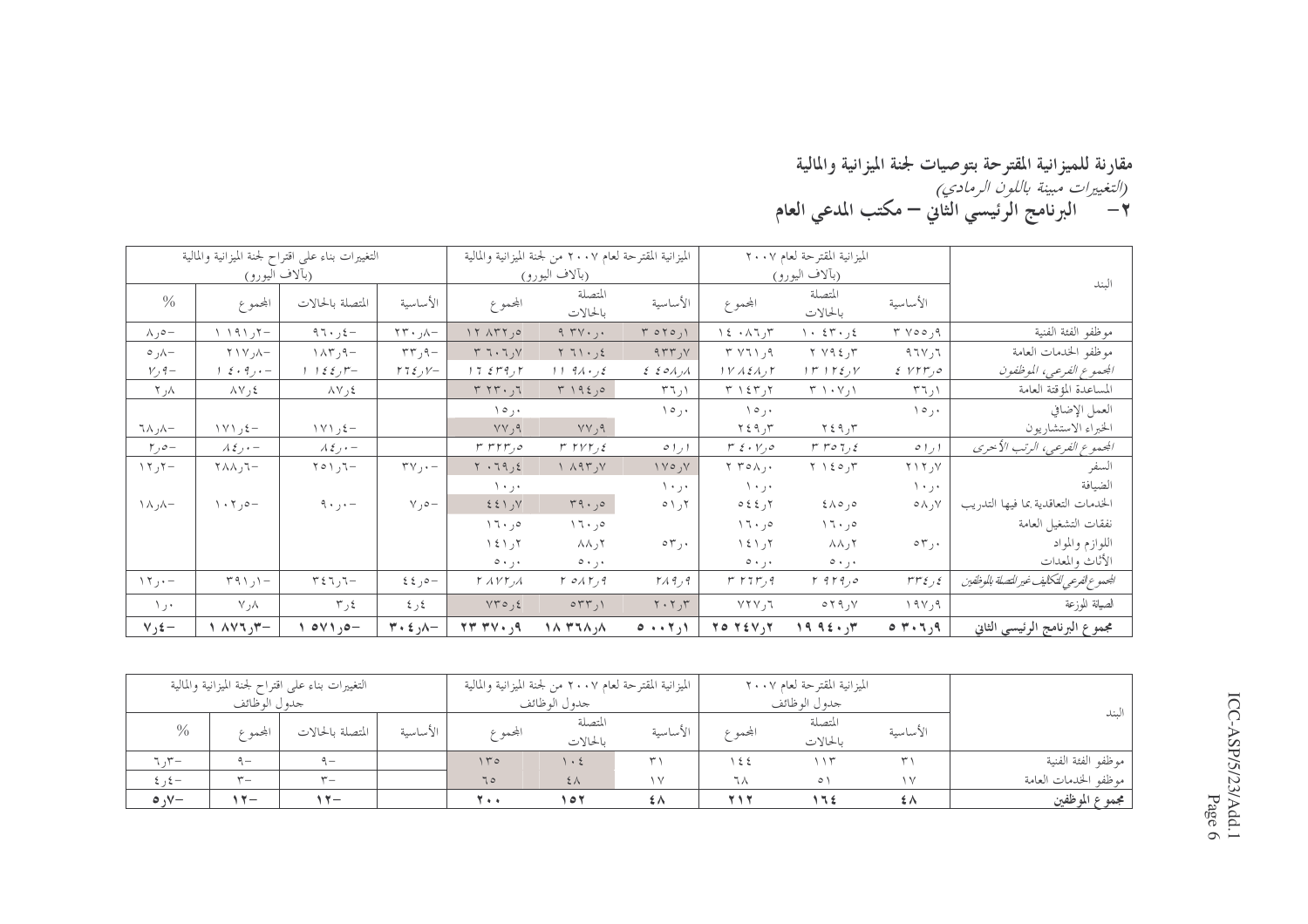## مقارنة للميزانية المقترحة بتوصيات لجنة الميزانية والمالية

*(التغييرات مبينة باللون الرمادي)*

### ٢- البرنامج الرئيسي الثاني – مكتب المدعي العام

| البند | الميزانية المقترحة لعام ٢٠٠٧ (بآلاف اليورو) | | | الميزانية المقترحة لعام ٢٠٠٧ من لجنة الميزانية والمالية (بآلاف اليورو) | | | التغييرات بناء على اقتراح لجنة الميزانية والمالية (بآلاف اليورو) | | | |
|---|---|---|---|---|---|---|---|---|---|---|
| | الأساسية | المتصلة بالحالات | المجموع | الأساسية | المتصلة بالحالات | المجموع | الأساسية | المتصلة بالحالات | المجموع | % |
| موظفو الفئة الفنية | ٣ ٧٥٥,٩ | ١٠ ٤٣٠,٤ | ١٤ ٠٨٦,٣ | ٣ ٥٢٥,١ | ٩ ٣٧٠,٠ | ١٢ ٨٣٢,٥ | -٢٣٠,٨ | -٩٦٠,٤ | -١ ١٩١,٢ | -٨,٥ |
| موظفو الخدمات العامة | ٩٦٧,٦ | ٢ ٧٩٤,٣ | ٣ ٧٦١,٩ | ٩٣٣,٧ | ٢ ٦١٠,٤ | ٣ ٦٠٦,٧ | -٣٣,٩ | -١٨٣,٩ | -٢١٧,٨ | -٥,٨ |
| *المجموع الفرعي، الموظفون* | *٤ ٧٢٣,٥* | *١٣ ١٢٤,٧* | *١٧ ٨٤٨,٢* | *٤ ٤٥٨,٨* | *١١ ٩٨٠,٤* | *١٦ ٤٣٩,٢* | *-٢٦٤,٧* | *-١ ١٤٤,٣* | *-١ ٤٠٩,٠* | *-٧,٩* |
| المساعدة المؤقتة العامة | ٣٦,١ | ٣ ١٠٧,١ | ٣ ١٤٣,٢ | ٣٦,١ | ٣ ١٩٤,٥ | ٣ ٢٣٠,٦ | | ٨٧,٤ | ٨٧,٤ | ٢,٨ |
| العمل الإضافي | ١٥,٠ | | ١٥,٠ | ١٥,٠ | | ١٥,٠ | | | | |
| الخبراء الاستشاريون | | ٢٤٩,٣ | ٢٤٩,٣ | | ٧٧,٩ | ٧٧,٩ | | -١٧١,٤ | -١٧١,٤ | -٦٨,٨ |
| *المجموع الفرعي، الرتب الأخرى* | *٥١,١* | *٣ ٣٥٦,٤* | *٣ ٤٠٧,٥* | *٥١,١* | *٣ ٢٧٢,٤* | *٣ ٣٢٣,٥* | | *-٨٤,٠* | *-٨٤,٠* | *-٢,٥* |
| السفر | ٢١٢,٧ | ٢ ١٤٥,٣ | ٢ ٣٥٨,٠ | ١٧٥,٧ | ١ ٨٩٣,٧ | ٢ ٠٦٩,٤ | -٣٧,٠ | -٢٥١,٦ | -٢٨٨,٦ | -١٢,٢ |
| الضيافة | ١٠,٠ | | ١٠,٠ | ١٠,٠ | | ١٠,٠ | | | | |
| الخدمات التعاقدية بما فيها التدريب | ٥٨,٧ | ٤٨٥,٥ | ٥٤٤,٢ | ٥١,٢ | ٣٩٠,٥ | ٤٤١,٧ | -٧,٥ | -٩٠,٠ | -١٠٢,٥ | -١٨,٨ |
| نفقات التشغيل العامة | | ١٦٠,٥ | ١٦٠,٥ | | ١٦٠,٥ | ١٦٠,٥ | | | | |
| اللوازم والمواد | ٥٣,٠ | ٨٨,٢ | ١٤١,٢ | ٥٣,٠ | ٨٨,٢ | ١٤١,٢ | | | | |
| الأثاث والمعدات | | ٥٠,٠ | ٥٠,٠ | | ٥٠,٠ | ٥٠,٠ | | | | |
| *المجموع الفرعي، التكاليف غير المتصلة بالموظفين* | *٣٣٤,٤* | *٢ ٩٢٩,٥* | *٣ ٢٦٣,٩* | *٢٨٩,٩* | *٢ ٥٨٢,٩* | *٢ ٨٧٢,٨* | *-٤٤,٥* | *-٣٤٦,٦* | *-٣٩١,١* | *-١٢,٠* |
| الصيانة الموزعة | ١٩٧,٩ | ٥٢٩,٧ | ٧٢٧,٦ | ٢٠٢,٣ | ٥٣٣,١ | ٧٣٥,٤ | ٤,٤ | ٣,٤ | ٧,٨ | ١,٠ |
| **مجموع البرنامج الرئيسي الثاني** | **٥ ٣٠٦,٩** | **١٩ ٩٤٠,٣** | **٢٥ ٢٤٧,٢** | **٥ ٠٠٢,١** | **١٨ ٣٦٨,٨** | **٢٣ ٣٧٠,٩** | **-٣٠٤,٨** | **-١ ٥٧١,٥** | **-١ ٨٧٦,٣** | **-٧,٤** |

| البند | الميزانية المقترحة لعام ٢٠٠٧ جدول الوظائف | | | الميزانية المقترحة لعام ٢٠٠٧ من لجنة الميزانية والمالية جدول الوظائف | | | التغييرات بناء على اقتراح لجنة الميزانية والمالية جدول الوظائف | | | |
|---|---|---|---|---|---|---|---|---|---|---|
| | الأساسية | المتصلة بالحالات | المجموع | الأساسية | المتصلة بالحالات | المجموع | الأساسية | المتصلة بالحالات | المجموع | % |
| موظفو الفئة الفنية | ٣١ | ١١٣ | ١٤٤ | ٣١ | ١٠٤ | ١٣٥ | | -٩ | -٩ | -٦,٣ |
| موظفو الخدمات العامة | ١٧ | ٥١ | ٦٨ | ١٧ | ٤٨ | ٦٥ | | -٣ | -٣ | -٤,٤ |
| **مجموع الموظفين** | **٤٨** | **١٦٤** | **٢١٢** | **٤٨** | **١٥٢** | **٢٠٠** | | **-١٢** | **-١٢** | **-٥,٧** |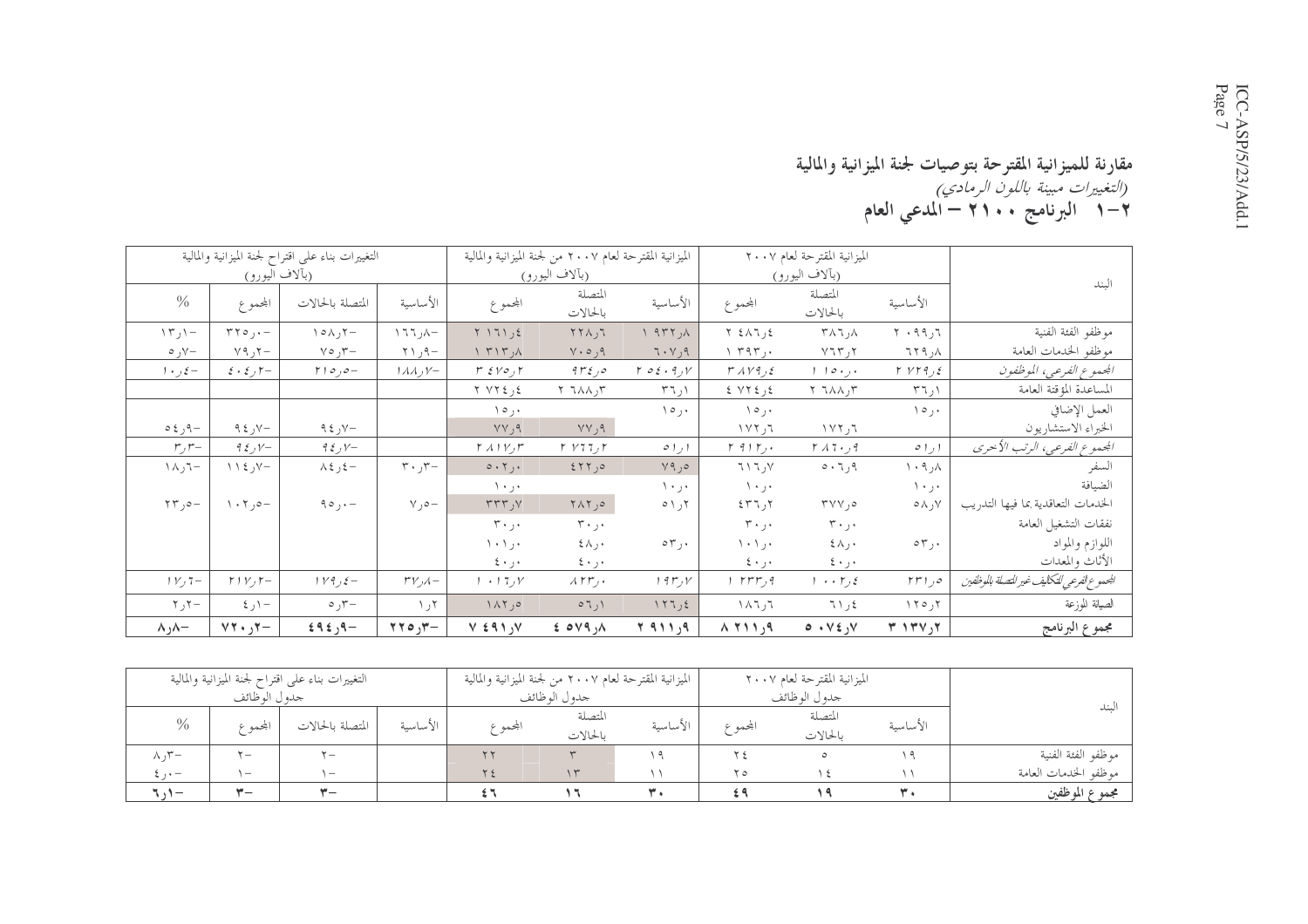# مقارنة للميزانية المقترحة بتوصيات لجنة الميزانية والمالية

*(التغييرات مبينة باللون الرمادي)*

## ٢-١ البرنامج ٢١٠٠ – المدعي العام

| البند | الميزانية المقترحة لعام ٢٠٠٧ (بآلاف اليورو) | | | الميزانية المقترحة لعام ٢٠٠٧ من لجنة الميزانية والمالية (بآلاف اليورو) | | | التغييرات بناء على اقتراح لجنة الميزانية والمالية (بآلاف اليورو) | | | |
|---|---|---|---|---|---|---|---|---|---|---|
| | الأساسية | المتصلة بالحالات | المجموع | الأساسية | المتصلة بالحالات | المجموع | الأساسية | المتصلة بالحالات | المجموع | % |
| موظفو الفئة الفنية | ٢٠٩٩،٦ | ٣٨٦،٨ | ٢٤٨٦،٤ | ١٩٣٢،٨ | ٢٢٨،٦ | ٢١٦١،٤ | -١٦٦،٨ | -١٥٨،٢ | -٣٢٥،٠ | -١٣،١ |
| موظفو الخدمات العامة | ٦٢٩،٨ | ٧٦٣،٢ | ١٣٩٣،٠ | ٦٠٧،٩ | ٧٠٥،٩ | ١٣١٣،٨ | -٢١،٩ | -٧٥،٣ | -٧٩،٢ | -٥،٧ |
| *المجموع الفرعي، الموظفون* | *٢٧٢٩،٤* | *١١٥٠،٠* | *٣٨٧٩،٤* | *٢٥٤٠،٧* | *٩٣٤،٥* | *٣٤٧٥،٢* | *-١٨٨،٧* | *-٢١٥،٥* | *-٤٠٤،٢* | *-١٠،٤* |
| المساعدة المؤقتة العامة | ٣٦،١ | ٢٦٨٨،٣ | ٢٧٢٤،٤ | ٣٦،١ | ٢٦٨٨،٣ | ٢٧٢٤،٤ | | | | |
| العمل الإضافي | ١٥،٠ | | ١٥،٠ | ١٥،٠ | | ١٥،٠ | | | | |
| الخبراء الاستشاريون | | ١٧٢،٦ | ١٧٢،٦ | | ٧٧،٩ | ٧٧،٩ | | -٩٤،٧ | -٩٤،٧ | -٥٤،٩ |
| *المجموع الفرعي، الرتب الأخرى* | *٥١،١* | *٢٨٦٠،٩* | *٢٩١٢،٠* | *٥١،١* | *٢٧٦٦،٢* | *٢٨١٧،٣* | | *-٩٤،٧* | *-٩٤،٧* | *-٣،٣* |
| السفر | ١٠٩،٨ | ٥٠٦،٩ | ٦١٦،٧ | ٧٩،٥ | ٤٢٢،٥ | ٥٠٢،٠ | -٣٠،٣ | -٨٤،٤ | -١١٤،٧ | -١٨،٦ |
| الضيافة | ١٠،٠ | | ١٠،٠ | ١٠،٠ | | ١٠،٠ | | | | |
| الخدمات التعاقدية بما فيها التدريب | ٥٨،٧ | ٣٧٧،٥ | ٤٣٦،٢ | ٥١،٢ | ٢٨٢،٥ | ٣٣٣،٧ | -٧،٥ | -٩٥،٠ | -١٠٢،٥ | -٢٣،٥ |
| نفقات التشغيل العامة | | ٣٠،٠ | ٣٠،٠ | | ٣٠،٠ | ٣٠،٠ | | | | |
| اللوازم والمواد | ٥٣،٠ | ٤٨،٠ | ١٠١،٠ | ٥٣،٠ | ٤٨،٠ | ١٠١،٠ | | | | |
| الأثاث والمعدات | | ٤٠،٠ | ٤٠،٠ | | ٤٠،٠ | ٤٠،٠ | | | | |
| *المجموع الفرعي للتكاليف غير المتصلة بالموظفين* | *٢٣١،٥* | *١٠٠٢،٤* | *١٢٣٣،٩* | *١٩٣،٧* | *٨٢٣،٠* | *١٠١٦،٧* | *-٣٧،٨* | *-١٧٩،٤* | *-٢١٧،٢* | *-١٧،٦* |
| الصيانة الموزعة | ١٢٥،٢ | ٦١،٤ | ١٨٦،٦ | ١٢٦،٤ | ٥٦،١ | ١٨٢،٥ | ١،٢ | -٥،٣ | -٤،١ | -٢،٢ |
| **مجموع البرنامج** | **٣١٣٧،٢** | **٥٠٧٤،٧** | **٨٢١١،٩** | **٢٩١١،٩** | **٤٥٧٩،٨** | **٧٤٩١،٧** | **-٢٢٥،٣** | **-٤٩٤،٩** | **-٧٢٠،٢** | **-٨،٨** |

| البند | الميزانية المقترحة لعام ٢٠٠٧ جدول الوظائف | | | الميزانية المقترحة لعام ٢٠٠٧ من لجنة الميزانية والمالية جدول الوظائف | | | التغييرات بناء على اقتراح لجنة الميزانية والمالية جدول الوظائف | | | |
|---|---|---|---|---|---|---|---|---|---|---|
| | الأساسية | المتصلة بالحالات | المجموع | الأساسية | المتصلة بالحالات | المجموع | الأساسية | المتصلة بالحالات | المجموع | % |
| موظفو الفئة الفنية | ١٩ | ٥ | ٢٤ | ١٩ | ٣ | ٢٢ | | -٢ | -٢ | -٨،٣ |
| موظفو الخدمات العامة | ١١ | ١٤ | ٢٥ | ١١ | ١٣ | ٢٤ | | -١ | -١ | -٤،٠ |
| **مجموع الموظفين** | **٣٠** | **١٩** | **٤٩** | **٣٠** | **١٦** | **٤٦** | | **-٣** | **-٣** | **-٦،١** |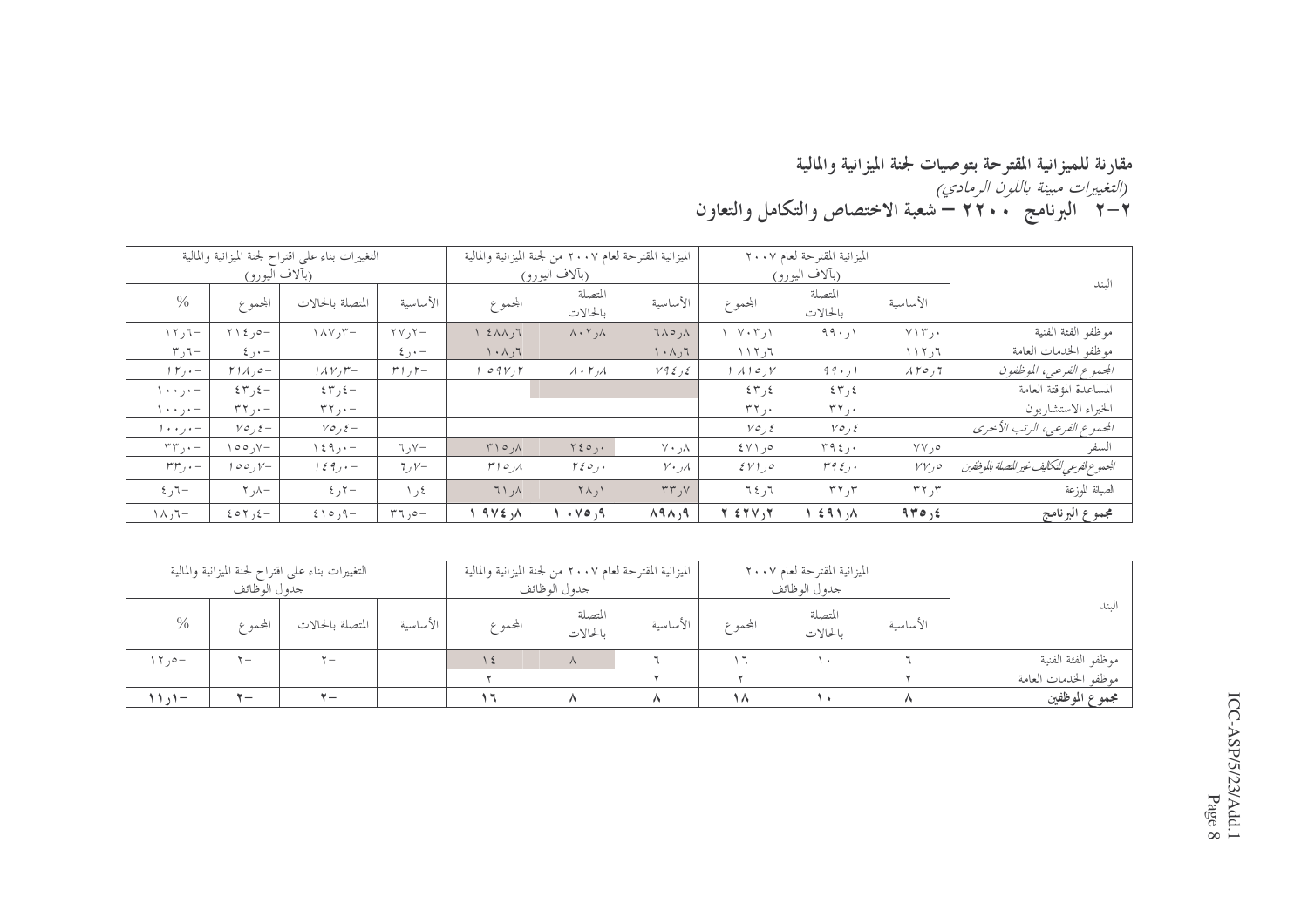# مقارنة للميزانية المقترحة بتوصيات لجنة الميزانية والمالية

*(التغييرات مبينة باللون الرمادي)*

## ٢-٢ البرنامج ٢٢٠٠ – شعبة الاختصاص والتكامل والتعاون

| البند | الميزانية المقترحة لعام ٢٠٠٧ (بآلاف اليورو) | | | الميزانية المقترحة لعام ٢٠٠٧ من لجنة الميزانية والمالية (بآلاف اليورو) | | | التغييرات بناء على اقتراح لجنة الميزانية والمالية (بآلاف اليورو) | | | |
|---|---|---|---|---|---|---|---|---|---|---|
| | الأساسية | المتصلة بالحالات | المجموع | الأساسية | المتصلة بالحالات | المجموع | الأساسية | المتصلة بالحالات | المجموع | % |
| موظفو الفئة الفنية | ٧١٣،٠ | ٩٩٠،١ | ١ ٧٠٣،١ | ٦٨٥،٨ | ٨٠٢،٨ | ١ ٤٨٨،٦ | -٢٧،٢ | -١٨٧،٣ | -٢١٤،٥ | -١٢،٦ |
| موظفو الخدمات العامة | ١١٢،٦ | | ١١٢،٦ | ١٠٨،٦ | | ١٠٨،٦ | -٤،٠ | | -٤،٠ | -٣،٦ |
| *المجموع الفرعي، الموظفون* | *٨٢٥،٦* | *٩٩٠،١* | *١ ٨١٥،٧* | *٧٩٤،٤* | *٨٠٢،٨* | *١ ٥٩٧،٢* | *-٣١،٢* | *-١٨٧،٣* | *-٢١٨،٥* | *-١٢،٠* |
| المساعدة المؤقتة العامة | | ٤٣،٤ | ٤٣،٤ | | | | | -٤٣،٤ | -٤٣،٤ | -١٠٠،٠ |
| الخبراء الاستشاريون | | ٣٢،٠ | ٣٢،٠ | | | | | -٣٢،٠ | -٣٢،٠ | -١٠٠،٠ |
| *المجموع الفرعي، الرتب الأخرى* | | *٧٥،٤* | *٧٥،٤* | | | | | *-٧٥،٤* | *-٧٥،٤* | *-١٠٠،٠* |
| السفر | ٧٧،٥ | ٣٩٤،٠ | ٤٧١،٥ | ٧٠،٨ | ٢٤٥،٠ | ٣١٥،٨ | -٦،٧ | -١٤٩،٠ | -١٥٥،٧ | -٣٣،٠ |
| *المجموع الفرعي للتكاليف غير المتصلة بالموظفين* | *٧٧،٥* | *٣٩٤،٠* | *٤٧١،٥* | *٧٠،٨* | *٢٤٥،٠* | *٣١٥،٨* | *-٦،٧* | *-١٤٩،٠* | *-١٥٥،٧* | *-٣٣،٠* |
| الصيانة الموزعة | ٣٢،٣ | ٣٢،٣ | ٦٤،٦ | ٣٣،٧ | ٢٨،١ | ٦١،٨ | ١،٤ | -٤،٢ | -٢،٨ | -٤،٦ |
| **مجموع البرنامج** | **٩٣٥،٤** | **١ ٤٩١،٨** | **٢ ٤٢٧،٢** | **٨٩٨،٩** | **١ ٠٧٥،٩** | **١ ٩٧٤،٨** | **-٣٦،٥** | **-٤١٥،٩** | **-٤٥٢،٤** | **-١٨،٦** |

| البند | الميزانية المقترحة لعام ٢٠٠٧ جدول الوظائف | | | الميزانية المقترحة لعام ٢٠٠٧ من لجنة الميزانية والمالية جدول الوظائف | | | التغييرات بناء على اقتراح لجنة الميزانية والمالية جدول الوظائف | | | |
|---|---|---|---|---|---|---|---|---|---|---|
| | الأساسية | المتصلة بالحالات | المجموع | الأساسية | المتصلة بالحالات | المجموع | الأساسية | المتصلة بالحالات | المجموع | % |
| موظفو الفئة الفنية | ٦ | ١٠ | ١٦ | ٦ | ٨ | ١٤ | | -٢ | -٢ | -١٢،٥ |
| موظفو الخدمات العامة | ٢ | | ٢ | ٢ | | ٢ | | | | |
| **مجموع الموظفين** | **٨** | **١٠** | **١٨** | **٨** | **٨** | **١٦** | | **-٢** | **-٢** | **-١١،١** |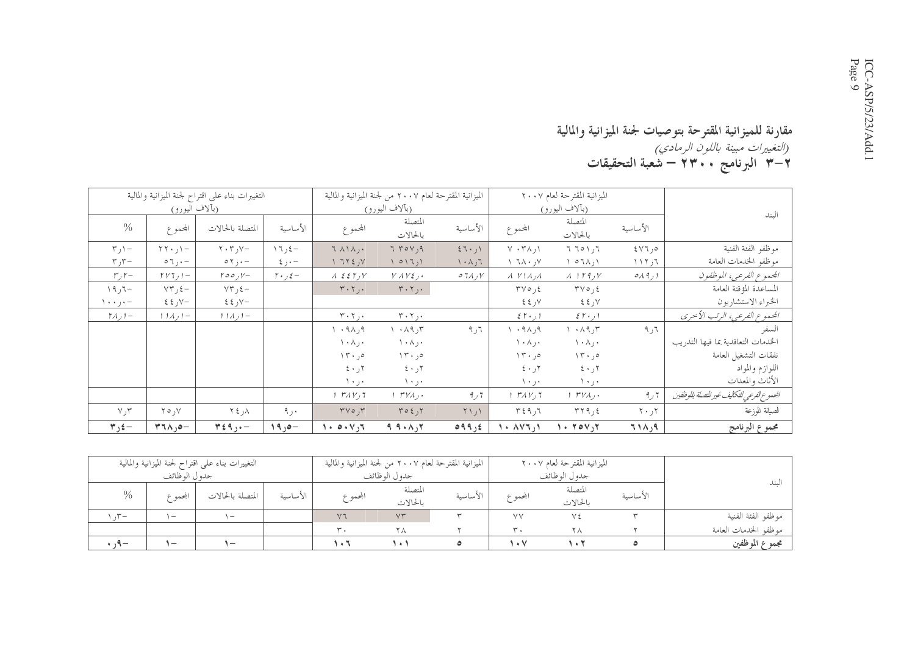## مقارنة للميزانية المقترحة بتوصيات لجنة الميزانية والمالية

*(التغييرات مبينة باللون الرمادي)*

## ٢-٣ البرنامج ٢٣٠٠ – شعبة التحقيقات

| البند | الميزانية المقترحة لعام ٢٠٠٧ (بآلاف اليورو) | | | الميزانية المقترحة لعام ٢٠٠٧ من لجنة الميزانية والمالية (بآلاف اليورو) | | | التغييرات بناء على اقتراح لجنة الميزانية والمالية (بآلاف اليورو) | | | |
|---|---|---|---|---|---|---|---|---|---|---|
| | الأساسية | المتصلة بالحالات | المجموع | الأساسية | المتصلة بالحالات | المجموع | الأساسية | المتصلة بالحالات | المجموع | % |
| موظفو الفئة الفنية | ٤٧٦٫٥ | ٦ ٥٦١٫٦ | ٧ ٠٣٨٫١ | ٤٦٠٫١ | ٦ ٣٥٧٫٩ | ٦ ٨١٨٫٠ | -١٦٫٤ | -٢٠٣٫٧ | -٢٢٠٫١ | -٣٫١ |
| موظفو الخدمات العامة | ١١٢٫٦ | ١ ٥٦٨٫١ | ١ ٦٨٠٫٧ | ١٠٨٫٦ | ١ ٥١٦٫١ | ١ ٦٢٤٫٧ | -٤٫٠ | -٥٢٫٠ | -٥٦٫٠ | -٣٫٣ |
| *المجموع الفرعي، الموظفون* | *٥٨٩٫١* | *٨ ١٢٩٫٧* | *٨ ٧١٨٫٨* | *٥٦٨٫٧* | *٧ ٨٧٤٫٠* | *٨ ٤٤٢٫٧* | *-٢٠٫٤* | *-٢٥٥٫٧* | *-٢٧٦٫١* | *-٣٫٢* |
| المساعدة المؤقتة العامة | | ٣٧٥٫٤ | ٣٧٥٫٤ | | ٣٠٢٫٠ | ٣٠٢٫٠ | | -٧٣٫٤ | -٧٣٫٤ | -١٩٫٦ |
| الخبراء الاستشاريون | | ٤٤٫٧ | ٤٤٫٧ | | | | | -٤٤٫٧ | -٤٤٫٧ | -١٠٠٫٠ |
| *المجموع الفرعي، الرتب الأخرى* | | *٤٢٠٫١* | *٤٢٠٫١* | | *٣٠٢٫٠* | *٣٠٢٫٠* | | *-١١٨٫١* | *-١١٨٫١* | *-٢٨٫١* |
| السفر | ٩٫٦ | ١ ٠٨٩٫٣ | ١ ٠٩٨٫٩ | ٩٫٦ | ١ ٠٨٩٫٣ | ١ ٠٩٨٫٩ | | | | |
| الخدمات التعاقدية بما فيها التدريب | | ١٠٨٫٠ | ١٠٨٫٠ | | ١٠٨٫٠ | ١٠٨٫٠ | | | | |
| نفقات التشغيل العامة | | ١٣٠٫٥ | ١٣٠٫٥ | | ١٣٠٫٥ | ١٣٠٫٥ | | | | |
| اللوازم والمواد | | ٤٠٫٢ | ٤٠٫٢ | | ٤٠٫٢ | ٤٠٫٢ | | | | |
| الأثاث والمعدات | | ١٠٫٠ | ١٠٫٠ | | ١٠٫٠ | ١٠٫٠ | | | | |
| *المجموع الفرعي للتكاليف غير المتصلة بالموظفين* | *٩٫٦* | *١ ٣٧٨٫٠* | *١ ٣٨٧٫٦* | *٩٫٦* | *١ ٣٧٨٫٠* | *١ ٣٨٧٫٦* | | | | |
| الصيانة الموزعة | ٢٠٫٢ | ٣٢٩٫٤ | ٣٤٩٫٦ | ٢١٫١ | ٣٥٤٫٢ | ٣٧٥٫٣ | ٩٫٠ | ٢٤٫٨ | ٢٥٫٧ | ٧٫٣ |
| **مجموع البرنامج** | **٦١٨٫٩** | **١٠ ٢٥٧٫٢** | **١٠ ٨٧٦٫١** | **٥٩٩٫٤** | **٩ ٩٠٨٫٢** | **١٠ ٥٠٧٫٦** | **-١٩٫٥** | **-٣٤٩٫٠** | **-٣٦٨٫٥** | **-٣٫٤** |

| البند | الميزانية المقترحة لعام ٢٠٠٧ جدول الوظائف | | | الميزانية المقترحة لعام ٢٠٠٧ من لجنة الميزانية والمالية جدول الوظائف | | | التغييرات بناء على اقتراح لجنة الميزانية والمالية جدول الوظائف | | | |
|---|---|---|---|---|---|---|---|---|---|---|
| | الأساسية | المتصلة بالحالات | المجموع | الأساسية | المتصلة بالحالات | المجموع | الأساسية | المتصلة بالحالات | المجموع | % |
| موظفو الفئة الفنية | ٣ | ٧٤ | ٧٧ | ٣ | ٧٣ | ٧٦ | | -١ | -١ | -١٫٣ |
| موظفو الخدمات العامة | ٢ | ٢٨ | ٣٠ | ٢ | ٢٨ | ٣٠ | | | | |
| **مجموع الموظفين** | **٥** | **١٠٢** | **١٠٧** | **٥** | **١٠١** | **١٠٦** | | **-١** | **-١** | **-٠٫٩** |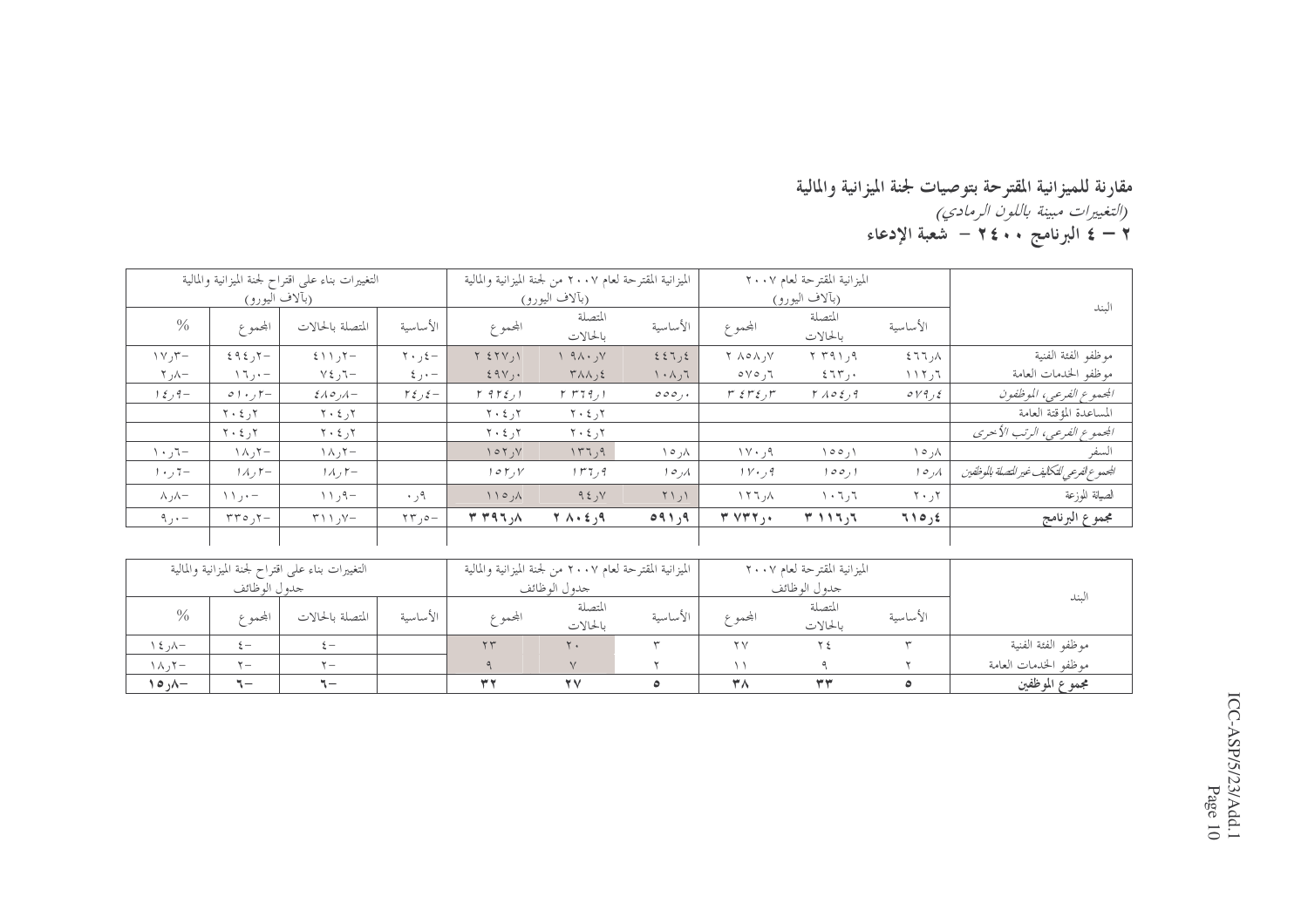## مقارنة للميزانية المقترحة بتوصيات لجنة الميزانية والمالية

*(التغييرات مبينة باللون الرمادي)*

## ٢ – ٤ البرنامج ٢٤٠٠ – شعبة الإدعاء

| البند | الميزانية المقترحة لعام ٢٠٠٧ (بآلاف اليورو) | | | الميزانية المقترحة لعام ٢٠٠٧ من لجنة الميزانية والمالية (بآلاف اليورو) | | | التغييرات بناء على اقتراح لجنة الميزانية والمالية (بآلاف اليورو) | | | |
|---|---|---|---|---|---|---|---|---|---|---|
| | الأساسية | المتصلة بالحالات | المجموع | الأساسية | المتصلة بالحالات | المجموع | الأساسية | المتصلة بالحالات | المجموع | % |
| موظفو الفئة الفنية | ٤٦٦ر٨ | ٢ ٣٩١ر٩ | ٢ ٨٥٨ر٧ | ٤٤٦ر٤ | ١ ٩٨٠ر٧ | ٢ ٤٢٧ر١ | -٢٠ر٤ | -٤١١ر٢ | -٤٩٤ر٢ | -١٧ر٣ |
| موظفو الخدمات العامة | ١١٢ر٦ | ٤٦٣ر٠ | ٥٧٥ر٦ | ١٠٨ر٦ | ٣٨٨ر٤ | ٤٩٧ر٠ | -٤ر٠ | -٧٤ر٦ | -١٦ر٠ | -٢ر٨ |
| *المجموع الفرعي، الموظفون* | *٥٧٩ر٤* | *٢ ٨٥٤ر٩* | *٣ ٤٣٤ر٣* | *٥٥٥ر٠* | *٢ ٣٦٩ر١* | *٢ ٩٢٤ر١* | *-٢٤ر٤* | *-٤٨٥ر٨* | *-٥١٠ر٢* | *-١٤ر٩* |
| المساعدة المؤقتة العامة | | | | | ٢٠٤ر٢ | ٢٠٤ر٢ | | ٢٠٤ر٢ | ٢٠٤ر٢ | |
| *المجموع الفرعي، الرتب الأخرى* | | | | | *٢٠٤ر٢* | *٢٠٤ر٢* | | *٢٠٤ر٢* | *٢٠٤ر٢* | |
| السفر | ١٥ر٨ | ١٥٥ر١ | ١٧٠ر٩ | ١٥ر٨ | ١٣٦ر٩ | ١٥٢ر٧ | | -١٨ر٢ | -١٨ر٢ | -١٠ر٦ |
| *المجموع الفرعي التكاليف غير المتصلة بالموظفين* | *١٥ر٨* | *١٥٥ر١* | *١٧٠ر٩* | *١٥ر٨* | *١٣٦ر٩* | *١٥٢ر٧* | | *-١٨ر٢* | *-١٨ر٢* | *-١٠ر٦* |
| الصيانة الموزعة | ٢٠ر٢ | ١٠٦ر٦ | ١٢٦ر٨ | ٢١ر١ | ٩٤ر٧ | ١١٥ر٨ | ٠ر٩ | -١١ر٩ | -١١ر٠ | -٨ر٨ |
| **مجموع البرنامج** | **٦١٥ر٤** | **٣ ١١٦ر٦** | **٣ ٧٣٢ر٠** | **٥٩١ر٩** | **٢ ٨٠٤ر٩** | **٣ ٣٩٦ر٨** | -٢٣ر٥ | -٣١١ر٧ | -٣٣٥ر٢ | -٩ر٠ |

| البند | الميزانية المقترحة لعام ٢٠٠٧ جدول الوظائف | | | الميزانية المقترحة لعام ٢٠٠٧ من لجنة الميزانية والمالية جدول الوظائف | | | التغييرات بناء على اقتراح لجنة الميزانية والمالية جدول الوظائف | | | |
|---|---|---|---|---|---|---|---|---|---|---|
| | الأساسية | المتصلة بالحالات | المجموع | الأساسية | المتصلة بالحالات | المجموع | الأساسية | المتصلة بالحالات | المجموع | % |
| موظفو الفئة الفنية | ٣ | ٢٤ | ٢٧ | ٣ | ٢٠ | ٢٣ | | -٤ | -٤ | -١٤ر٨ |
| موظفو الخدمات العامة | ٢ | ٩ | ١١ | ٢ | ٧ | ٩ | | -٢ | -٢ | -١٨ر٢ |
| **مجموع الموظفين** | **٥** | **٣٣** | **٣٨** | **٥** | **٢٧** | **٣٢** | | **-٦** | **-٦** | **-١٥ر٨** |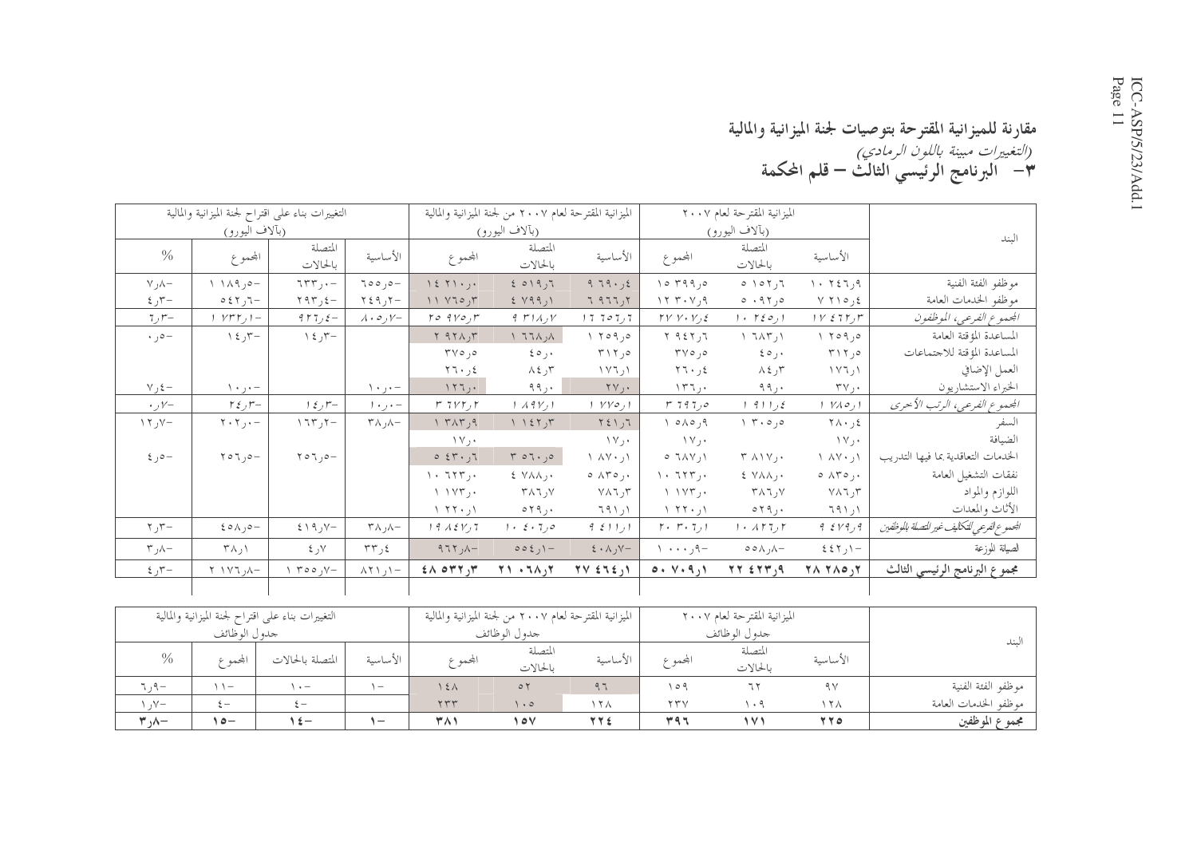## مقارنة للميزانية المقترحة بتوصيات لجنة الميزانية والمالية

*(التغييرات مبينة باللون الرمادي)*

## ٣- البرنامج الرئيسي الثالث – قلم المحكمة

| البند | الميزانية المقترحة لعام ٢٠٠٧ (بآلاف اليورو) | | | الميزانية المقترحة لعام ٢٠٠٧ من لجنة الميزانية والمالية (بآلاف اليورو) | | | التغييرات بناء على اقتراح لجنة الميزانية والمالية (بآلاف اليورو) | | | |
|---|---|---|---|---|---|---|---|---|---|---|
| | الأساسية | المتصلة بالحالات | المجموع | الأساسية | المتصلة بالحالات | المجموع | الأساسية | المتصلة بالحالات | المجموع | % |
| موظفو الفئة الفنية | ١٠ ٢٤٦٫٩ | ٥ ١٥٢٫٦ | ١٥ ٣٩٩٫٥ | ٩ ٦٩٠٫٤ | ٤ ٥١٩٫٦ | ١٤ ٢١٠٫٠ | -٥٥٦٫٥ | -٦٣٣٫٠ | -١ ١٨٩٫٥ | -٧٫٨ |
| موظفو الخدمات العامة | ٧ ٢١٥٫٤ | ٥ ٠٩٢٫٥ | ١٢ ٣٠٧٫٩ | ٦ ٩٦٦٫٢ | ٤ ٧٩٩٫١ | ١١ ٧٦٥٫٣ | -٢٤٩٫٢ | -٢٩٣٫٤ | -٥٤٢٫٦ | -٤٫٣ |
| *المجموع الفرعي، الموظفون* | *١٧ ٤٦٢٫٣* | *١٠ ٢٤٥٫١* | *٢٧ ٧٠٧٫٤* | *١٦ ٦٥٦٫٦* | *٩ ٣١٨٫٧* | *٢٥ ٩٧٥٫٣* | *-٨٠٥٫٧* | *-٩٢٦٫٤* | *-١ ٧٣٢٫١* | *-٦٫٣* |
| المساعدة المؤقتة العامة | ١ ٢٥٩٫٥ | ١ ٦٨٣٫١ | ٢ ٩٤٢٫٦ | ١ ٢٥٩٫٥ | ١ ٦٦٨٫٨ | ٢ ٩٢٨٫٣ | | -١٤٫٣ | -١٤٫٣ | -٠٫٥ |
| المساعدة المؤقتة للاجتماعات | ٣١٢٫٥ | ٤٥٫٠ | ٣٥٧٫٥ | ٣١٢٫٥ | ٤٥٫٠ | ٣٥٧٫٥ | | | | |
| العمل الإضافي | ١٧٦٫١ | ٨٤٫٣ | ٢٦٠٫٤ | ١٧٦٫١ | ٨٤٫٣ | ٢٦٠٫٤ | | | | |
| الخبراء الاستشاريون | ٣٧٫٠ | ٩٩٫٠ | ١٣٦٫٠ | ٢٧٫٠ | ٩٩٫٠ | ١٢٦٫٠ | -١٠٫٠ | | -١٠٫٠ | -٧٫٤ |
| *المجموع الفرعي، الرتب الأخرى* | *١ ٧٨٥٫١* | *١ ٩١١٫٤* | *٣ ٦٩٦٫٥* | *١ ٧٧٥٫١* | *١ ٨٩٧٫١* | *٣ ٦٧٢٫٢* | *-١٠٫٠* | *-١٤٫٣* | *-٢٤٫٣* | *-٠٫٧* |
| السفر | ٢٨٠٫٤ | ١ ٣٠٥٫٥ | ١ ٥٨٥٫٩ | ٢٤١٫٦ | ١ ١٤٢٫٣ | ١ ٣٨٣٫٩ | -٣٨٫٨ | -١٦٣٫٢ | -٢٠٢٫٠ | -١٢٫٧ |
| الضيافة | ١٧٫٠ | | ١٧٫٠ | ١٧٫٠ | | ١٧٫٠ | | | | |
| الخدمات التعاقدية بما فيها التدريب | ١ ٨٧٠٫١ | ٣ ٨١٧٫٠ | ٥ ٦٨٧٫١ | ١ ٨٧٠٫١ | ٣ ٥٦٠٫٥ | ٥ ٤٣٠٫٦ | | -٢٥٦٫٥ | -٢٥٦٫٥ | -٤٫٥ |
| نفقات التشغيل العامة | ٥ ٨٣٥٫٠ | ٤ ٧٨٨٫٠ | ١٠ ٦٢٣٫٠ | ٥ ٨٣٥٫٠ | ٤ ٧٨٨٫٠ | ١٠ ٦٢٣٫٠ | | | | |
| اللوازم والمواد | ٧٨٦٫٣ | ٣٨٦٫٧ | ١ ١٧٣٫٠ | ٧٨٦٫٣ | ٣٨٦٫٧ | ١ ١٧٣٫٠ | | | | |
| الأثاث والمعدات | ٦٩١٫١ | ٥٢٩٫٠ | ١ ٢٢٠٫١ | ٦٩١٫١ | ٥٢٩٫٠ | ١ ٢٢٠٫١ | | | | |
| *المجموع الفرعي للتكاليف غير المتصلة بالموظفين* | *٩ ٤٧٩٫٩* | *١٠ ٨٢٦٫٢* | *٢٠ ٣٠٦٫١* | *٩ ٤١١٫١* | *١٠ ٤٠٦٫٥* | *١٩ ٨٤٧٫٦* | *-٣٨٫٨* | *-٤١٩٫٧* | *-٤٥٨٫٥* | *-٢٫٣* |
| الصيانة الموزعة | -٤٤٢٫١ | -٥٥٨٫٨ | -١ ٠٠٠٫٩ | -٤٠٨٫٧ | -٥٥٤٫١ | -٩٦٢٫٨ | ٣٣٫٤ | ٤٫٧ | ٣٨٫١ | -٣٫٨ |
| **مجموع البرنامج الرئيسي الثالث** | **٢٨ ٢٨٥٫٢** | **٢٢ ٤٢٣٫٩** | **٥٠ ٧٠٩٫١** | **٢٧ ٤٦٤٫١** | **٢١ ٠٦٨٫٢** | **٤٨ ٥٣٢٫٣** | **-٨٢١٫١** | **-١ ٣٥٥٫٧** | **-٢ ١٧٦٫٨** | **-٤٫٣** |

| البند | الميزانية المقترحة لعام ٢٠٠٧ جدول الوظائف | | | الميزانية المقترحة لعام ٢٠٠٧ من لجنة الميزانية والمالية جدول الوظائف | | | التغييرات بناء على اقتراح لجنة الميزانية والمالية جدول الوظائف | | | |
|---|---|---|---|---|---|---|---|---|---|---|
| | الأساسية | المتصلة بالحالات | المجموع | الأساسية | المتصلة بالحالات | المجموع | الأساسية | المتصلة بالحالات | المجموع | % |
| موظفو الفئة الفنية | ٩٧ | ٦٢ | ١٥٩ | ٩٦ | ٥٢ | ١٤٨ | -١ | -١٠ | -١١ | -٦٫٩ |
| موظفو الخدمات العامة | ١٢٨ | ١٠٩ | ٢٣٧ | ١٢٨ | ١٠٥ | ٢٣٣ | | -٤ | -٤ | -١٫٧ |
| **مجموع الموظفين** | **٢٢٥** | **١٧١** | **٣٩٦** | **٢٢٤** | **١٥٧** | **٣٨١** | **-١** | **-١٤** | **-١٥** | **-٣٫٨** |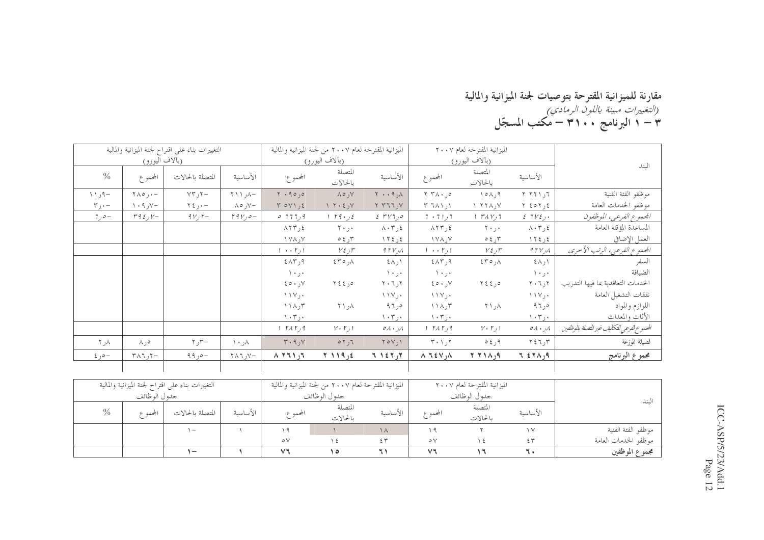# مقارنة للميزانية المقترحة بتوصيات لجنة الميزانية والمالية

*(التغييرات مبينة باللون الرمادي)*

## ٣ – ١ البرنامج ٣١٠٠ – مكتب المسجّل

| البند | الميزانية المقترحة لعام ٢٠٠٧ (بآلاف اليورو) | | | الميزانية المقترحة لعام ٢٠٠٧ من لجنة الميزانية والمالية (بآلاف اليورو) | | | التغييرات بناء على اقتراح لجنة الميزانية والمالية (بآلاف اليورو) | | | |
|---|---|---|---|---|---|---|---|---|---|---|
| | الأساسية | المتصلة بالحالات | المجموع | الأساسية | المتصلة بالحالات | المجموع | الأساسية | المتصلة بالحالات | المجموع | % |
| موظفو الفئة الفنية | ٢ ٢٢١٫٦ | ١٥٨٫٩ | ٢ ٣٨٠٫٥ | ٢ ٠٠٩٫٨ | ٨٥٫٧ | ٢ ٠٩٥٫٥ | -٢١١٫٨ | -٧٣٫٢ | -٢٨٥٫٠ | -١١٫٩ |
| موظفو الخدمات العامة | ٢ ٤٥٢٫٤ | ١ ٢٢٨٫٧ | ٣ ٦٨١٫١ | ٢ ٣٦٦٫٧ | ١ ٢٠٤٫٧ | ٣ ٥٧١٫٤ | -٨٥٫٧ | -٢٤٫٠ | -١٠٩٫٧ | -٣٫٠ |
| *المجموع الفرعي، الموظفون* | *٤ ٦٧٤٫٠* | *١ ٣٨٧٫٦* | *٦ ٠٦١٫٦* | *٤ ٣٧٦٫٥* | *١ ٢٩٠٫٤* | *٥ ٦٦٦٫٩* | *-٢٩٧٫٥* | *-٩٧٫٢* | *-٣٩٤٫٧* | *-٦٫٥* |
| المساعدة المؤقتة العامة | ٨٠٣٫٤ | ٢٠٫٠ | ٨٢٣٫٤ | ٨٠٣٫٤ | ٢٠٫٠ | ٨٢٣٫٤ | | | | |
| العمل الإضافي | ١٢٤٫٤ | ٥٤٫٣ | ١٧٨٫٧ | ١٢٤٫٤ | ٥٤٫٣ | ١٧٨٫٧ | | | | |
| *المجموع الفرعي، الرتب الأخرى* | *٩٢٧٫٨* | *٧٤٫٣* | *١ ٠٠٢٫١* | *٩٢٧٫٨* | *٧٤٫٣* | *١ ٠٠٢٫١* | | | | |
| السفر | ٤٨٫١ | ٤٣٥٫٨ | ٤٨٣٫٩ | ٤٨٫١ | ٤٣٥٫٨ | ٤٨٣٫٩ | | | | |
| الضيافة | ١٠٫٠ | | ١٠٫٠ | ١٠٫٠ | | ١٠٫٠ | | | | |
| الخدمات التعاقدية بما فيها التدريب | ٢٠٦٫٢ | ٢٤٤٫٥ | ٤٥٠٫٧ | ٢٠٦٫٢ | ٢٤٤٫٥ | ٤٥٠٫٧ | | | | |
| نفقات التشغيل العامة | ١١٧٫٠ | | ١١٧٫٠ | ١١٧٫٠ | | ١١٧٫٠ | | | | |
| اللوازم والمواد | ٩٦٫٥ | ٢١٫٨ | ١١٨٫٣ | ٩٦٫٥ | ٢١٫٨ | ١١٨٫٣ | | | | |
| الأثاث والمعدات | ١٠٣٫٠ | | ١٠٣٫٠ | ١٠٣٫٠ | | ١٠٣٫٠ | | | | |
| *المجموع الفرعي للتكاليف غير المتصلة بالموظفين* | *٥٨٠٫٨* | *٧٠٢٫١* | *١ ٢٨٢٫٩* | *٥٨٠٫٨* | *٧٠٢٫١* | *١ ٢٨٢٫٩* | | | | |
| الصيانة الموزعة | ٢٤٦٫٣ | ٥٤٫٩ | ٣٠١٫٢ | ٢٥٧٫١ | ٥٢٫٦ | ٣٠٩٫٧ | ١٠٫٨ | -٢٫٣ | ٨٫٥ | ٢٫٨ |
| **مجموع البرنامج** | **٦ ٤٢٨٫٩** | **٢ ٢١٨٫٩** | **٨ ٦٤٧٫٨** | **٦ ١٤٢٫٢** | **٢ ١١٩٫٤** | **٨ ٢٦١٫٦** | -٢٨٦٫٧ | -٩٩٫٥ | -٣٨٦٫٢ | -٤٫٥ |

| البند | الميزانية المقترحة لعام ٢٠٠٧ جدول الوظائف | | | الميزانية المقترحة لعام ٢٠٠٧ من لجنة الميزانية والمالية جدول الوظائف | | | التغييرات بناء على اقتراح لجنة الميزانية والمالية جدول الوظائف | | | |
|---|---|---|---|---|---|---|---|---|---|---|
| | الأساسية | المتصلة بالحالات | المجموع | الأساسية | المتصلة بالحالات | المجموع | الأساسية | المتصلة بالحالات | المجموع | % |
| موظفو الفئة الفنية | ١٧ | ٢ | ١٩ | ١٨ | ١ | ١٩ | ١ | -١ | | |
| موظفو الخدمات العامة | ٤٣ | ١٤ | ٥٧ | ٤٣ | ١٤ | ٥٧ | | | | |
| **مجموع الموظفين** | **٦٠** | **١٦** | **٧٦** | **٦١** | **١٥** | **٧٦** | **١** | **-١** | | |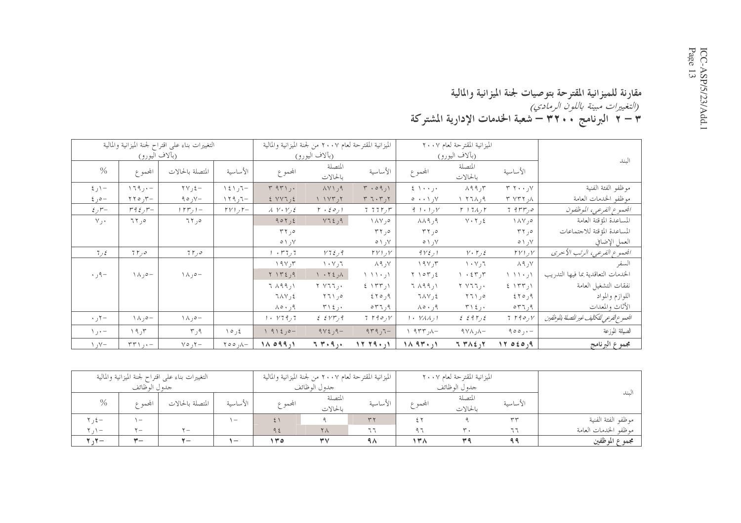# مقارنة للميزانية المقترحة بتوصيات لجنة الميزانية والمالية

*(التغييرات مبينة باللون الرمادي)*

## ٣ – ٢ البرنامج ٣٢٠٠ – شعبة الخدمات الإدارية المشتركة

| البند | الميزانية المقترحة لعام ٢٠٠٧ (بآلاف اليورو) | | | الميزانية المقترحة لعام ٢٠٠٧ من لجنة الميزانية والمالية (بآلاف اليورو) | | | التغييرات بناء على اقتراح لجنة الميزانية والمالية (بآلاف اليورو) | | | |
|---|---|---|---|---|---|---|---|---|---|---|
| | الأساسية | المتصلة بالحالات | المجموع | الأساسية | المتصلة بالحالات | المجموع | الأساسية | المتصلة بالحالات | المجموع | % |
| موظفو الفئة الفنية | ٣ ٢٠٠٫٧ | ٨٩٩٫٣ | ٤ ١٠٠٫٠ | ٣ ٠٥٩٫١ | ٨٧١٫٩ | ٣ ٩٣١٫٠ | -١٤١٫٦ | -٢٧٫٤ | -١٦٩٫٠ | -٤٫١ |
| موظفو الخدمات العامة | ٣ ٧٣٢٫٨ | ١ ٢٦٨٫٩ | ٥ ٠٠١٫٧ | ٣ ٦٠٣٫٢ | ١ ١٧٣٫٢ | ٤ ٧٧٦٫٤ | -١٢٩٫٦ | -٩٥٫٧ | -٢٢٥٫٣ | -٤٫٥ |
| *المجموع الفرعي، الموظفون* | ٦ ٩٣٣٫٥ | ٢ ١٦٨٫٢ | ٩ ١٠١٫٧ | ٦ ٦٦٢٫٣ | ٢ ٠٤٥٫١ | ٨ ٧٠٧٫٤ | -٢٧١٫٢ | -١٢٣٫١ | -٣٩٤٫٣ | -٤٫٣ |
| المساعدة المؤقتة العامة | ١٨٧٫٥ | ٧٠٢٫٤ | ٨٨٩٫٩ | ١٨٧٫٥ | ٧٦٤٫٩ | ٩٥٢٫٤ | | ٦٢٫٥ | ٦٢٫٥ | ٧٫٠ |
| المساعدة المؤقتة للاجتماعات | ٣٢٫٥ | | ٣٢٫٥ | ٣٢٫٥ | | ٣٢٫٥ | | | | |
| العمل الإضافي | ٥١٫٧ | | ٥١٫٧ | ٥١٫٧ | | ٥١٫٧ | | | | |
| *المجموع الفرعي، الرتب الأخرى* | ٢٧١٫٧ | ٧٠٢٫٤ | ٩٧٤٫١ | ٢٧١٫٧ | ٧٦٤٫٩ | ١ ٠٣٦٫٦ | | ٦٢٫٥ | ٦٢٫٥ | ٦٫٤ |
| السفر | ٨٩٫٧ | ١٠٧٫٦ | ١٩٧٫٣ | ٨٩٫٧ | ١٠٧٫٦ | ١٩٧٫٣ | | | | |
| الخدمات التعاقدية بما فيها التدريب | ١ ١١٠٫١ | ١ ٠٤٣٫٣ | ٢ ١٥٣٫٤ | ١ ١١٠٫١ | ١ ٠٢٤٫٨ | ٢ ١٣٤٫٩ | | -١٨٫٥ | -١٨٫٥ | -٠٫٩ |
| نفقات التشغيل العامة | ٤ ١٣٣٫١ | ٢ ٧٦٦٫٠ | ٦ ٨٩٩٫١ | ٤ ١٣٣٫١ | ٢ ٧٦٦٫٠ | ٦ ٨٩٩٫١ | | | | |
| اللوازم والمواد | ٤٢٥٫٩ | ٢٦١٫٥ | ٦٨٧٫٤ | ٤٢٥٫٩ | ٢٦١٫٥ | ٦٨٧٫٤ | | | | |
| الأثاث والمعدات | ٥٣٦٫٩ | ٣١٤٫٠ | ٨٥٠٫٩ | ٥٣٦٫٩ | ٣١٤٫٠ | ٨٥٠٫٩ | | | | |
| *المجموع الفرعي للتكاليف غير المتصلة بالموظفين* | ٦ ٢٩٥٫٧ | ٤ ٤٩٢٫٤ | ١٠ ٧٨٨٫١ | ٦ ٢٩٥٫٧ | ٤ ٤٧٣٫٩ | ١٠ ٧٦٩٫٦ | | -١٨٫٥ | -١٨٫٥ | -٠٫٢ |
| الصيانة الموزعة | -٩٥٥٫٠ | -٩٧٨٫٨ | -١ ٩٣٣٫٨ | -٩٣٩٫٦ | -٩٧٤٫٩ | -١ ٩١٤٫٥ | ١٥٫٤ | ٣٫٩ | ١٩٫٣ | -١٫٠ |
| **مجموع البرنامج** | **١٢ ٥٤٥٫٩** | **٦ ٣٨٤٫٢** | **١٨ ٩٣٠٫١** | **١٢ ٢٩٠٫١** | **٦ ٣٠٩٫٠** | **١٨ ٥٩٩٫١** | -٢٥٥٫٨ | -٧٥٫٢ | -٣٣١٫٠ | -١٫٧ |

| البند | الميزانية المقترحة لعام ٢٠٠٧ جدول الوظائف | | | الميزانية المقترحة لعام ٢٠٠٧ من لجنة الميزانية والمالية جدول الوظائف | | | التغييرات بناء على اقتراح لجنة الميزانية والمالية جدول الوظائف | | | |
|---|---|---|---|---|---|---|---|---|---|---|
| | الأساسية | المتصلة بالحالات | المجموع | الأساسية | المتصلة بالحالات | المجموع | الأساسية | المتصلة بالحالات | المجموع | % |
| موظفو الفئة الفنية | ٣٣ | ٩ | ٤٢ | ٣٢ | ٩ | ٤١ | -١ | | -١ | -٢٫٤ |
| موظفو الخدمات العامة | ٦٦ | ٣٠ | ٩٦ | ٦٦ | ٢٨ | ٩٤ | | -٢ | -٢ | -٢٫١ |
| **مجموع الموظفين** | **٩٩** | **٣٩** | **١٣٨** | **٩٨** | **٣٧** | **١٣٥** | **-١** | **-٢** | **-٣** | **-٢٫٢** |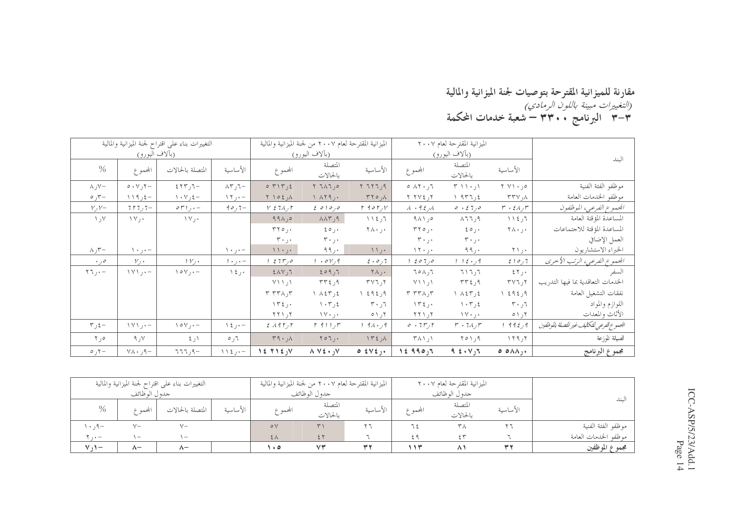## مقارنة للميزانية المقترحة بتوصيات لجنة الميزانية والمالية

*(التغييرات مبينة باللون الرمادي)*

## ٣-٣ البرنامج ٣٣٠٠ – شعبة خدمات المحكمة

| البند | الميزانية المقترحة لعام ٢٠٠٧ (بآلاف اليورو) | | | الميزانية المقترحة لعام ٢٠٠٧ من لجنة الميزانية والمالية (بآلاف اليورو) | | | التغييرات بناء على اقتراح لجنة الميزانية والمالية (بآلاف اليورو) | | | |
|---|---|---|---|---|---|---|---|---|---|---|
| | الأساسية | المتصلة بالحالات | المجموع | الأساسية | المتصلة بالحالات | المجموع | الأساسية | المتصلة بالحالات | المجموع | % |
| موظفو الفئة الفنية | ٢ ٧١٠٫٥ | ٣ ١١٠٫١ | ٥ ٨٢٠٫٦ | ٢ ٦٢٦٫٩ | ٢ ٦٨٦٫٥ | ٥ ٣١٣٫٤ | -٨٣٫٦ | -٤٢٣٫٦ | -٥٠٧٫٢ | -٨٫٧ |
| موظفو الخدمات العامة | ٣٣٧٫٨ | ١ ٩٣٦٫٤ | ٢ ٢٧٤٫٢ | ٣٢٥٫٨ | ١ ٨٢٩٫٠ | ٢ ١٥٤٫٨ | -١٢٫٠ | -١٠٧٫٤ | -١١٩٫٤ | -٥٫٣ |
| *المجموع الفرعي، الموظفون* | *٣ ٠٤٨٫٣* | *٥ ٠٤٦٫٥* | *٨ ٠٩٤٫٨* | *٢ ٩٥٢٫٧* | *٤ ٥١٥٫٥* | *٧ ٤٦٨٫٢* | *-٩٥٫٦* | *-٥٣١٫٠* | *-٦٢٦٫٦* | *-٧٫٧* |
| المساعدة المؤقتة العامة | ١١٤٫٦ | ٨٦٦٫٩ | ٩٨١٫٥ | ١١٤٫٦ | ٨٨٣٫٩ | ٩٩٨٫٥ | | ١٧٫٠ | ١٧٫٠ | ١٫٧ |
| المساعدة المؤقتة للاجتماعات | ٢٨٠٫٠ | ٤٥٫٠ | ٣٢٥٫٠ | ٢٨٠٫٠ | ٤٥٫٠ | ٣٢٥٫٠ | | | | |
| العمل الإضافي | | ٣٠٫٠ | ٣٠٫٠ | | ٣٠٫٠ | ٣٠٫٠ | | | | |
| الخبراء الاستشاريون | ٢١٫٠ | ٩٩٫٠ | ١٢٠٫٠ | ١١٫٠ | ٩٩٫٠ | ١١٠٫٠ | -١٠٫٠ | | -١٠٫٠ | -٨٫٣ |
| *المجموع الفرعي، الرتب الأخرى* | *٤١٥٫٦* | *١ ٠٤٠٫٩* | *١ ٤٥٦٫٥* | *٤٠٥٫٦* | *١ ٠٥٧٫٩* | *١ ٤٦٣٫٥* | *-١٠٫٠* | *١٧٫٠* | *٧٫٠* | *٠٫٥* |
| السفر | ٤٢٫٠ | ٦١٦٫٦ | ٦٥٨٫٦ | ٢٨٫٠ | ٤٥٩٫٦ | ٤٨٧٫٦ | ١٤٫٠ | -١٥٧٫٠ | -١٧١٫٠ | -٢٦٫٠ |
| الخدمات التعاقدية بما فيها التدريب | ٣٧٦٫٢ | ٣٣٤٫٩ | ٧١١٫١ | ٣٧٦٫٢ | ٣٣٤٫٩ | ٧١١٫١ | | | | |
| نفقات التشغيل العامة | ١ ٤٩٤٫٩ | ١ ٨٤٣٫٤ | ٣ ٣٣٨٫٣ | ١ ٤٩٤٫٩ | ١ ٨٤٣٫٤ | ٣ ٣٣٨٫٣ | | | | |
| اللوازم والمواد | ٣٠٫٦ | ١٠٣٫٤ | ١٣٤٫٠ | ٣٠٫٦ | ١٠٣٫٤ | ١٣٤٫٠ | | | | |
| الأثاث والمعدات | ٥١٫٢ | ١٧٠٫٠ | ٢٢١٫٢ | ٥١٫٢ | ١٧٠٫٠ | ٢٢١٫٢ | | | | |
| *المجموع الفرعي للتكاليف غير المتصلة بالموظفين* | *١ ٩٩٤٫٩* | *٣ ٠٦٨٫٣* | *٥ ٠٦٣٫٢* | *١ ٩٨٠٫٩* | *٢ ٩١١٫٣* | *٤ ٨٩٢٫٢* | *-١٤٫٠* | *-١٥٧٫٠* | *-١٧١٫٠* | *-٣٫٤* |
| الصيانة الموزعة | ١٢٩٫٢ | ٢٥١٫٩ | ٣٨١٫١ | ١٣٤٫٨ | ٢٥٦٫٠ | ٣٩٠٫٨ | ٥٫٦ | ٤٫١ | ٩٫٧ | ٢٫٥ |
| **مجموع البرنامج** | **٥ ٥٨٨٫٠** | **٩ ٤٠٧٫٦** | **١٤ ٩٩٥٫٦** | **٥ ٤٧٤٫٠** | **٨ ٧٤٠٫٧** | **١٤ ٢١٤٫٧** | **-١١٤٫٠** | **-٦٦٦٫٩** | **-٧٨٠٫٩** | **-٥٫٢** |

| البند | الميزانية المقترحة لعام ٢٠٠٧ جدول الوظائف | | | الميزانية المقترحة لعام ٢٠٠٧ من لجنة الميزانية والمالية جدول الوظائف | | | التغييرات بناء على اقتراح لجنة الميزانية والمالية جدول الوظائف | | | |
|---|---|---|---|---|---|---|---|---|---|---|
| | الأساسية | المتصلة بالحالات | المجموع | الأساسية | المتصلة بالحالات | المجموع | الأساسية | المتصلة بالحالات | المجموع | % |
| موظفو الفئة الفنية | ٢٦ | ٣٨ | ٦٤ | ٢٦ | ٣١ | ٥٧ | | -٧ | -٧ | -١٠٫٩ |
| موظفو الخدمات العامة | ٦ | ٤٣ | ٤٩ | ٦ | ٤٢ | ٤٨ | | -١ | -١ | -٢٫٠ |
| **مجموع الموظفين** | **٣٢** | **٨١** | **١١٣** | **٣٢** | **٧٣** | **١٠٥** | | **-٨** | **-٨** | **-٧٫١** |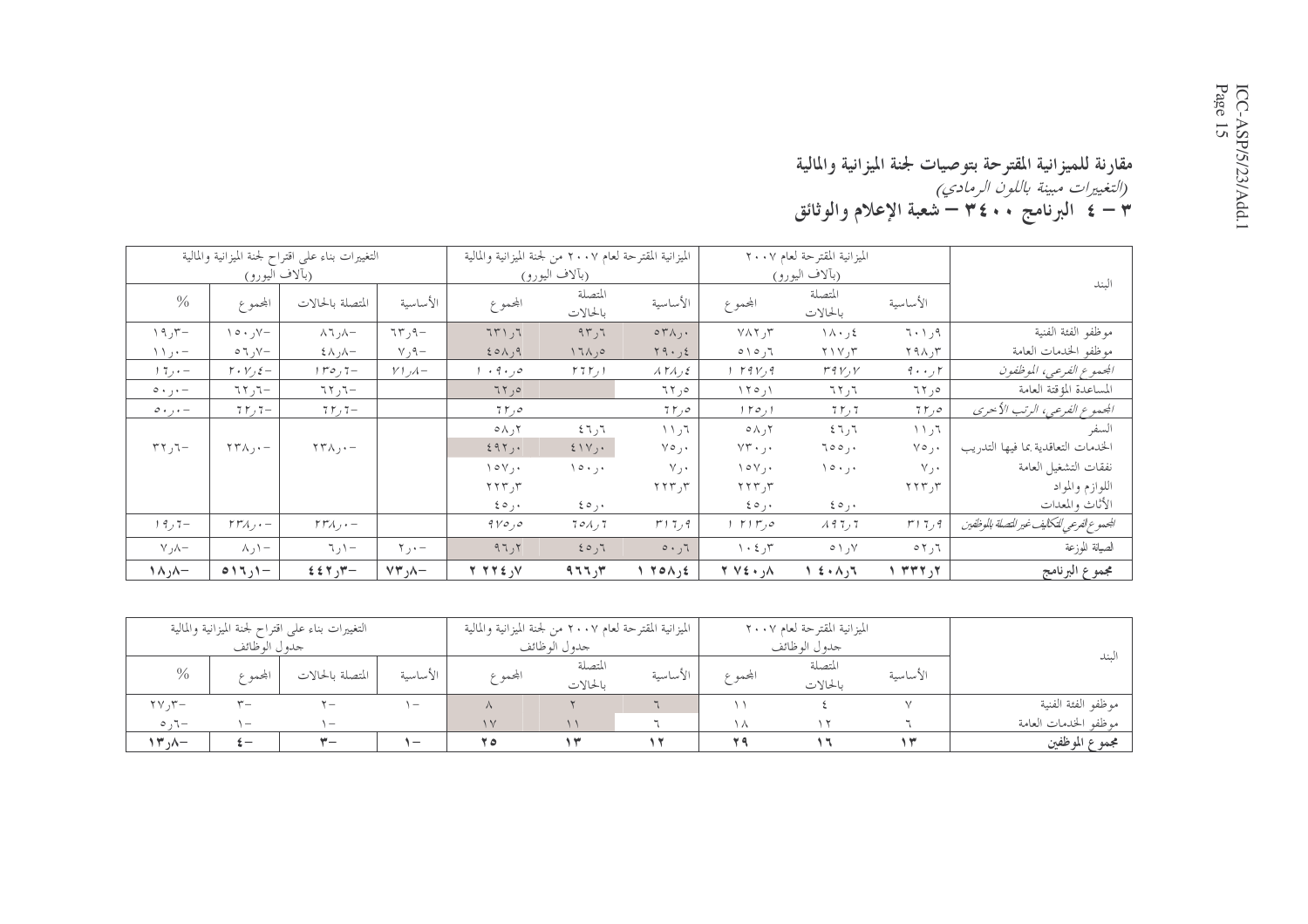## مقارنة للميزانية المقترحة بتوصيات لجنة الميزانية والمالية

*(التغييرات مبينة باللون الرمادي)*

## ٣ – ٤ البرنامج ٣٤٠٠ – شعبة الإعلام والوثائق

| البند | الميزانية المقترحة لعام ٢٠٠٧ (بآلاف اليورو) | | | الميزانية المقترحة لعام ٢٠٠٧ من لجنة الميزانية والمالية (بآلاف اليورو) | | | التغييرات بناء على اقتراح لجنة الميزانية والمالية (بآلاف اليورو) | | | |
|---|---|---|---|---|---|---|---|---|---|---|
| | الأساسية | المتصلة بالحالات | المجموع | الأساسية | المتصلة بالحالات | المجموع | الأساسية | المتصلة بالحالات | المجموع | % |
| موظفو الفئة الفنية | ٦٠١٫٩ | ١٨٠٫٤ | ٧٨٢٫٣ | ٥٣٨٫٠ | ٩٣٫٦ | ٦٣١٫٦ | ٦٣٫٩- | ٨٦٫٨- | ١٥٠٫٧- | ١٩٫٣- |
| موظفو الخدمات العامة | ٢٩٨٫٣ | ٢١٧٫٣ | ٥١٥٫٦ | ٢٩٠٫٤ | ١٦٨٫٥ | ٤٥٨٫٩ | ٧٫٩- | ٤٨٫٨- | ٥٦٫٧- | ١١٫٠- |
| *المجموع الفرعي، الموظفون* | *٩٠٠٫٢* | *٣٩٧٫٧* | *١ ٢٩٧٫٩* | *٨٢٨٫٤* | *٢٦٢٫١* | *١ ٠٩٠٫٥* | *٧١٫٨-* | *١٣٥٫٦-* | *٢٠٧٫٤-* | *١٦٫٠-* |
| المساعدة المؤقتة العامة | ٦٢٫٥ | ٦٢٫٦ | ١٢٥٫١ | ٦٢٫٥ | | ٦٢٫٥ | | ٦٢٫٦- | ٦٢٫٦- | ٥٠٫٠- |
| *المجموع الفرعي، الرتب الأخرى* | *٦٢٫٥* | *٦٢٫٦* | *١٢٥٫١* | *٦٢٫٥* | | *٦٢٫٥* | | *٦٢٫٦-* | *٦٢٫٦-* | *٥٠٫٠-* |
| السفر | ١١٫٦ | ٤٦٫٦ | ٥٨٫٢ | ١١٫٦ | ٤٦٫٦ | ٥٨٫٢ | | ٢٣٨٫٠- | ٢٣٨٫٠- | ٣٢٫٦- |
| الخدمات التعاقدية بما فيها التدريب | ٧٥٫٠ | ٦٥٥٫٠ | ٧٣٠٫٠ | ٧٥٫٠ | ٤١٧٫٠ | ٤٩٢٫٠ | | | | |
| نفقات التشغيل العامة | ٧٫٠ | ١٥٠٫٠ | ١٥٧٫٠ | ٧٫٠ | ١٥٠٫٠ | ١٥٧٫٠ | | | | |
| اللوازم والمواد | ٢٢٣٫٣ | | ٢٢٣٫٣ | ٢٢٣٫٣ | | ٢٢٣٫٣ | | | | |
| الأثاث والمعدات | | ٤٥٫٠ | ٤٥٫٠ | | ٤٥٫٠ | ٤٥٫٠ | | | | |
| *المجموع الفرعي للتكاليف غير المتصلة بالموظفين* | *٣١٦٫٩* | *٨٩٦٫٦* | *١ ٢١٣٫٥* | *٣١٦٫٩* | *٦٥٨٫٦* | *٩٧٥٫٥* | | *٢٣٨٫٠-* | *٢٣٨٫٠-* | *١٩٫٦-* |
| الصيانة الموزعة | ٥٢٫٦ | ٥١٫٧ | ١٠٤٫٣ | ٥٠٫٦ | ٤٥٫٦ | ٩٦٫٢ | ٢٫٠- | ٦٫١- | ٨٫١- | ٧٫٨- |
| **مجموع البرنامج** | **١ ٢٣٢٫٢** | **١ ٤٠٨٫٦** | **٢ ٧٤٠٫٨** | **١ ٢٥٨٫٤** | **٩٦٦٫٣** | **٢ ٢٢٤٫٧** | **٧٣٫٨-** | **٤٤٢٫٣-** | **٥١٦٫١-** | **١٨٫٨-** |

| البند | الميزانية المقترحة لعام ٢٠٠٧ جدول الوظائف | | | الميزانية المقترحة لعام ٢٠٠٧ من لجنة الميزانية والمالية جدول الوظائف | | | التغييرات بناء على اقتراح لجنة الميزانية والمالية جدول الوظائف | | | |
|---|---|---|---|---|---|---|---|---|---|---|
| | الأساسية | المتصلة بالحالات | المجموع | الأساسية | المتصلة بالحالات | المجموع | الأساسية | المتصلة بالحالات | المجموع | % |
| موظفو الفئة الفنية | ٧ | ٤ | ١١ | ٦ | ٢ | ٨ | ١- | ٢- | ٣- | ٢٧٫٣- |
| موظفو الخدمات العامة | ٦ | ١٢ | ١٨ | ٦ | ١١ | ١٧ | | ١- | ١- | ٥٫٦- |
| **مجموع الموظفين** | **١٣** | **١٦** | **٢٩** | **١٢** | **١٣** | **٢٥** | **١-** | **٣-** | **٤-** | **١٣٫٨-** |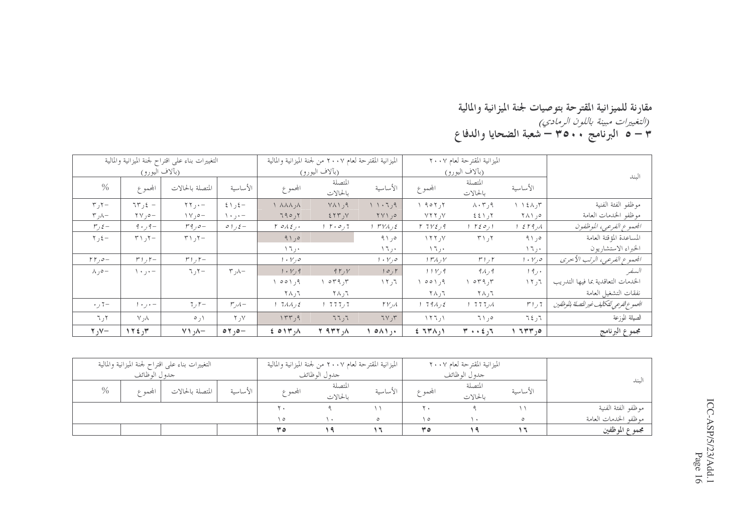## مقارنة للميزانية المقترحة بتوصيات لجنة الميزانية والمالية

*(التغييرات مبينة باللون الرمادي)*

## ٣ – ٥ البرنامج ٣٥٠٠ – شعبة الضحايا والدفاع

| البند | الميزانية المقترحة لعام ٢٠٠٧ (بآلاف اليورو) | | | الميزانية المقترحة لعام ٢٠٠٧ من لجنة الميزانية والمالية (بآلاف اليورو) | | | التغييرات بناء على اقتراح لجنة الميزانية والمالية (بآلاف اليورو) | | | |
|---|---|---|---|---|---|---|---|---|---|---|
| | الأساسية | المتصلة بالحالات | المجموع | الأساسية | المتصلة بالحالات | المجموع | الأساسية | المتصلة بالحالات | المجموع | % |
| موظفو الفئة الفنية | ١ ١٤٨٫٣ | ٨٠٣٫٩ | ١ ٩٥٢٫٢ | ١ ١٠٦٫٩ | ٧٨١٫٩ | ١ ٨٨٨٫٨ | -٤١٫٤ | -٢٢٫٠ | -٦٣٫٤ | -٣٫٢ |
| موظفو الخدمات العامة | ٢٨١٫٥ | ٤٤١٫٢ | ٧٢٢٫٧ | ٢٧١٫٥ | ٤٢٣٫٧ | ٦٩٥٫٢ | -١٠٫٠ | -١٧٫٥ | -٢٧٫٥ | -٣٫٨ |
| *المجموع الفرعي، الموظفون* | *١ ٤٢٩٫٨* | *١ ٢٤٥٫١* | *٢ ٦٧٤٫٩* | *١ ٣٧٨٫٤* | *١ ٢٠٥٫٦* | *٢ ٥٨٤٫٠* | *-٥١٫٤* | *-٣٩٫٥* | *-٩٠٫٩* | *-٣٫٤* |
| المساعدة المؤقتة العامة | ٩١٫٥ | ٣١٫٢ | ١٢٢٫٧ | ٩١٫٥ | | ٩١٫٥ | | -٣١٫٢ | -٣١٫٢ | -٢٫٤ |
| الخبراء الاستشاريون | ١٦٫٠ | | ١٦٫٠ | ١٦٫٠ | | ١٦٫٠ | | | | |
| *المجموع الفرعي، الرتب الأخرى* | *١٠٧٫٥* | *٣١٫٢* | *١٣٨٫٧* | *١٠٧٫٥* | | *١٠٧٫٥* | | *-٣١٫٢* | *-٣١٫٢* | *-٢٢٫٥* |
| *السفر* | *١٩٫٠* | *٩٨٫٩* | *١١٧٫٩* | *١٥٫٢* | *٩٢٫٧* | *١٠٧٫٩* | *-٣٫٨* | *-٦٫٢* | *-١٠٫٠* | *-٨٫٥* |
| الخدمات التعاقدية بما فيها التدريب | ١٢٫٦ | ١ ٥٣٩٫٣ | ١ ٥٥١٫٩ | ١٢٫٦ | ١ ٥٣٩٫٣ | ١ ٥٥١٫٩ | | | | |
| نفقات التشغيل العامة | | ٢٨٫٦ | ٢٨٫٦ | | ٢٨٫٦ | ٢٨٫٦ | | | | |
| *المجموع الفرعي التكاليف غير المتصلة بالموظفين* | *٣١٫٦* | *١ ٦٦٦٫٨* | *١ ٦٩٨٫٤* | *٢٧٫٨* | *١ ٦٦٦٫٦* | *١ ٦٨٨٫٤* | *-٣٫٨* | *-٦٫٢* | *-١٠٫٠* | *-٠٫٦* |
| الصيانة الموزعة | ٦٤٫٦ | ٦١٫٥ | ١٢٦٫١ | ٦٧٫٣ | ٦٦٫٦ | ١٣٣٫٩ | ٢٫٧ | ٥٫١ | ٧٫٨ | ٦٫٢ |
| **مجموع البرنامج** | **١ ٦٣٣٫٥** | **٣ ٠٠٤٫٦** | **٤ ٦٣٨٫١** | **١ ٥٨١٫٠** | **٢ ٩٣٢٫٨** | **٤ ٥١٣٫٨** | **-٥٢٫٥** | **-٧١٫٨** | **-١٢٤٫٣** | **-٢٫٧** |

| البند | الميزانية المقترحة لعام ٢٠٠٧ جدول الوظائف | | | الميزانية المقترحة لعام ٢٠٠٧ من لجنة الميزانية والمالية جدول الوظائف | | | التغييرات بناء على اقتراح لجنة الميزانية والمالية جدول الوظائف | | | |
|---|---|---|---|---|---|---|---|---|---|---|
| | الأساسية | المتصلة بالحالات | المجموع | الأساسية | المتصلة بالحالات | المجموع | الأساسية | المتصلة بالحالات | المجموع | % |
| موظفو الفئة الفنية | ١١ | ٩ | ٢٠ | ١١ | ٩ | ٢٠ | | | | |
| موظفو الخدمات العامة | ٥ | ١٠ | ١٥ | ٥ | ١٠ | ١٥ | | | | |
| **مجموع الموظفين** | **١٦** | **١٩** | **٣٥** | **١٦** | **١٩** | **٣٥** | | | | |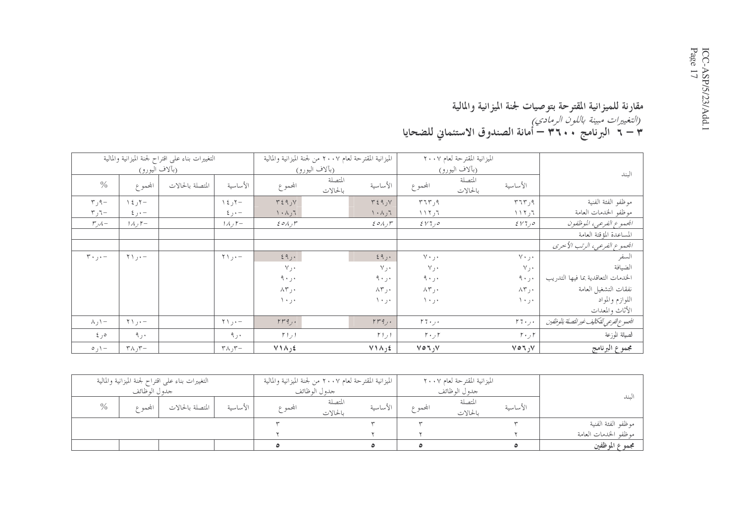## مقارنة للميزانية المقترحة بتوصيات لجنة الميزانية والمالية

*(التغييرات مبينة باللون الرمادي)*

## ٣ – ٦ البرنامج ٣٦٠٠ – أمانة الصندوق الاستئماني للضحايا

| البند | الميزانية المقترحة لعام ٢٠٠٧ (بآلاف اليورو) | | | الميزانية المقترحة لعام ٢٠٠٧ من لجنة الميزانية والمالية (بآلاف اليورو) | | | التغييرات بناء على اقتراح لجنة الميزانية والمالية (بآلاف اليورو) | | | |
|---|---|---|---|---|---|---|---|---|---|---|
| | الأساسية | المتصلة بالحالات | المجموع | الأساسية | المتصلة بالحالات | المجموع | الأساسية | المتصلة بالحالات | المجموع | % |
| موظفو الفئة الفنية | ٣٦٣٫٩ | | ٣٦٣٫٩ | ٣٤٩٫٧ | | ٣٤٩٫٧ | -١٤٫٢ | | -١٤٫٢ | -٣٫٩ |
| موظفو الخدمات العامة | ١١٢٫٦ | | ١١٢٫٦ | ١٠٨٫٦ | | ١٠٨٫٦ | -٤٫٠ | | -٤٫٠ | -٣٫٦ |
| *المجموع الفرعي، الموظفون* | ٤٧٦٫٥ | | ٤٧٦٫٥ | ٤٥٨٫٣ | | ٤٥٨٫٣ | -١٨٫٢ | | -١٨٫٢ | -٣٫٨ |
| المساعدة المؤقتة العامة | | | | | | | | | | |
| *المجموع الفرعي، الرتب الأخرى* | | | | | | | | | | |
| السفر | ٧٠٫٠ | | ٧٠٫٠ | ٤٩٫٠ | | ٤٩٫٠ | -٢١٫٠ | | -٢١٫٠ | -٣٠٫٠ |
| الضيافة | ٧٫٠ | | ٧٫٠ | ٧٫٠ | | ٧٫٠ | | | | |
| الخدمات التعاقدية بما فيها التدريب | ٩٠٫٠ | | ٩٠٫٠ | ٩٠٫٠ | | ٩٠٫٠ | | | | |
| نفقات التشغيل العامة | ٨٣٫٠ | | ٨٣٫٠ | ٨٣٫٠ | | ٨٣٫٠ | | | | |
| اللوازم والمواد | ١٠٫٠ | | ١٠٫٠ | ١٠٫٠ | | ١٠٫٠ | | | | |
| الأثاث والمعدات | | | | | | | | | | |
| *المجموع الفرعي للتكاليف غير المتصلة بالموظفين* | ٢٦٠٫٠ | | ٢٦٠٫٠ | ٢٣٩٫٠ | | ٢٣٩٫٠ | -٢١٫٠ | | -٢١٫٠ | -٨٫١ |
| الصيانة الموزعة | ٢٠٫٢ | | ٢٠٫٢ | ٢١٫١ | | ٢١٫١ | ٩٫٠ | | ٩٫٠ | ٤٫٥ |
| **مجموع البرنامج** | **٧٥٦٫٧** | | **٧٥٦٫٧** | **٧١٨٫٤** | | **٧١٨٫٤** | -٣٨٫٣ | | -٣٨٫٣ | -٥٫١ |

| البند | الميزانية المقترحة لعام ٢٠٠٧ جدول الوظائف | | | الميزانية المقترحة لعام ٢٠٠٧ من لجنة الميزانية والمالية جدول الوظائف | | | التغييرات بناء على اقتراح لجنة الميزانية والمالية جدول الوظائف | | | |
|---|---|---|---|---|---|---|---|---|---|---|
| | الأساسية | المتصلة بالحالات | المجموع | الأساسية | المتصلة بالحالات | المجموع | الأساسية | المتصلة بالحالات | المجموع | % |
| موظفو الفئة الفنية | ٣ | | ٣ | ٣ | | ٣ | | | | |
| موظفو الخدمات العامة | ٢ | | ٢ | ٢ | | ٢ | | | | |
| **مجموع الموظفين** | **٥** | | **٥** | **٥** | | **٥** | | | | |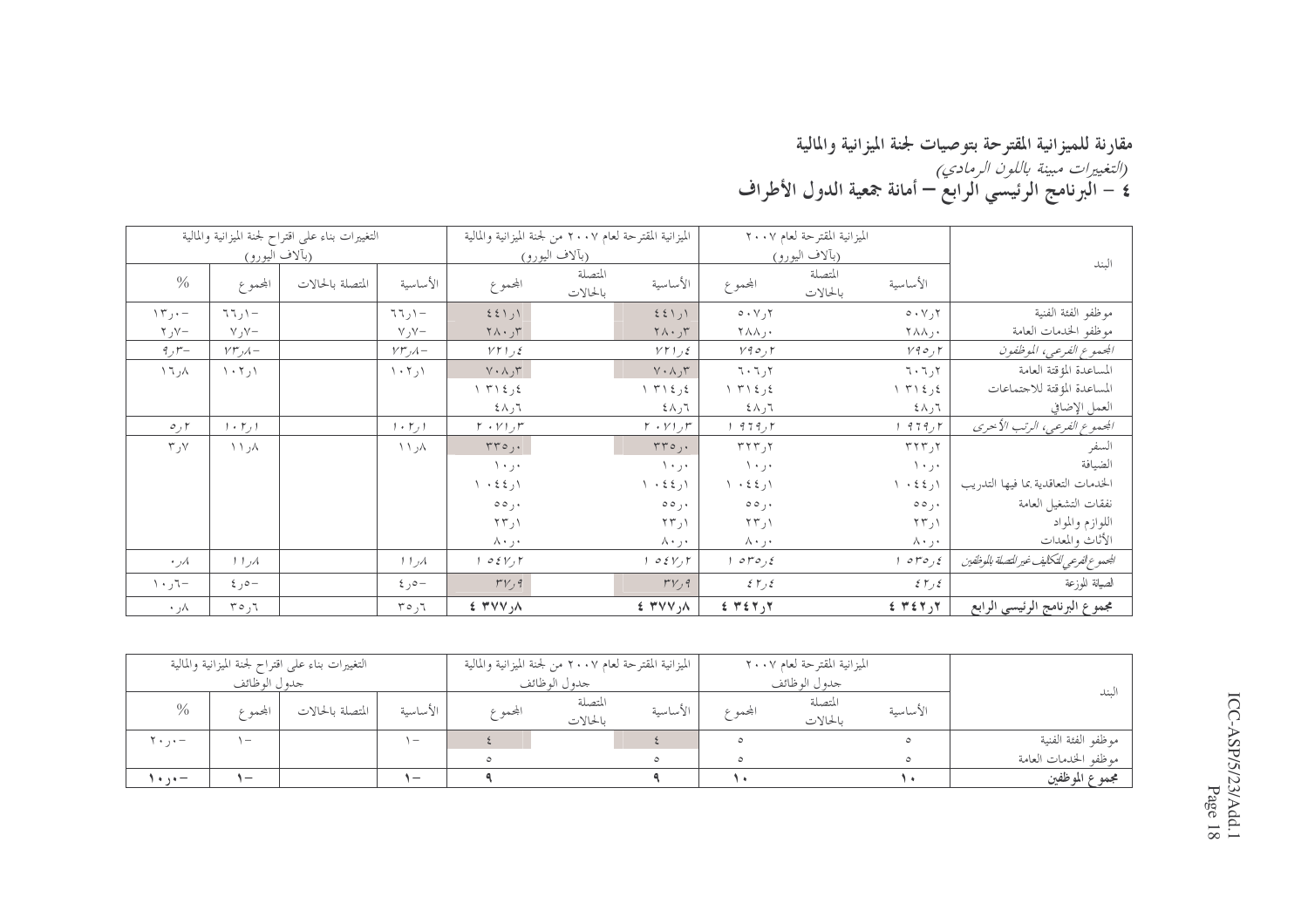## مقارنة للميزانية المقترحة بتوصيات لجنة الميزانية والمالية

*(التغييرات مبينة باللون الرمادي)*

## ٤ – البرنامج الرئيسي الرابع – أمانة جمعية الدول الأطراف

| البند | الميزانية المقترحة لعام ٢٠٠٧ (بآلاف اليورو) | | | الميزانية المقترحة لعام ٢٠٠٧ من لجنة الميزانية والمالية (بآلاف اليورو) | | | التغييرات بناء على اقتراح لجنة الميزانية والمالية (بآلاف اليورو) | | | |
|---|---|---|---|---|---|---|---|---|---|---|
| | الأساسية | المتصلة بالحالات | المجموع | الأساسية | المتصلة بالحالات | المجموع | الأساسية | المتصلة بالحالات | المجموع | % |
| موظفو الفئة الفنية | ٥٠٧٫٢ | | ٥٠٧٫٢ | ٤٤١٫١ | | ٤٤١٫١ | -٦٦٫١ | | -٦٦٫١ | -١٣٫٠ |
| موظفو الخدمات العامة | ٢٨٨٫٠ | | ٢٨٨٫٠ | ٢٨٠٫٣ | | ٢٨٠٫٣ | -٧٫٧ | | -٧٫٧ | -٢٫٧ |
| *المجموع الفرعي، الموظفون* | *٧٩٥٫٢* | | *٧٩٥٫٢* | *٧٢١٫٤* | | *٧٢١٫٤* | *-٧٣٫٨* | | *-٧٣٫٨* | *-٩٫٣* |
| المساعدة المؤقتة العامة | ٦٠٦٫٢ | | ٦٠٦٫٢ | ٧٠٨٫٣ | | ٧٠٨٫٣ | ١٠٢٫١ | | ١٠٢٫١ | ١٦٫٨ |
| المساعدة المؤقتة للاجتماعات | ١ ٣١٤٫٤ | | ١ ٣١٤٫٤ | ١ ٣١٤٫٤ | | ١ ٣١٤٫٤ | | | | |
| العمل الإضافي | ٤٨٫٦ | | ٤٨٫٦ | ٤٨٫٦ | | ٤٨٫٦ | | | | |
| *المجموع الفرعي، الرتب الأخرى* | *١ ٩٦٩٫٢* | | *١ ٩٦٩٫٢* | *٢ ٠٧١٫٣* | | *٢ ٠٧١٫٣* | *١٠٢٫١* | | *١٠٢٫١* | *٥٫٢* |
| السفر | ٣٢٣٫٢ | | ٣٢٣٫٢ | ٣٣٥٫٠ | | ٣٣٥٫٠ | ١١٫٨ | | ١١٫٨ | ٣٫٧ |
| الضيافة | ١٠٫٠ | | ١٠٫٠ | ١٠٫٠ | | ١٠٫٠ | | | | |
| الخدمات التعاقدية بما فيها التدريب | ١ ٠٤٤٫١ | | ١ ٠٤٤٫١ | ١ ٠٤٤٫١ | | ١ ٠٤٤٫١ | | | | |
| نفقات التشغيل العامة | ٥٥٫٠ | | ٥٥٫٠ | ٥٥٫٠ | | ٥٥٫٠ | | | | |
| اللوازم والمواد | ٢٣٫١ | | ٢٣٫١ | ٢٣٫١ | | ٢٣٫١ | | | | |
| الأثاث والمعدات | ٨٠٫٠ | | ٨٠٫٠ | ٨٠٫٠ | | ٨٠٫٠ | | | | |
| *المجموع الفرعي، التكاليف غير المتصلة بالموظفين* | *١ ٥٣٥٫٤* | | *١ ٥٣٥٫٤* | *١ ٥٤٧٫٢* | | *١ ٥٤٧٫٢* | *١١٫٨* | | *١١٫٨* | *٠٫٨* |
| الصيانة الموزعة | ٤٢٫٤ | | ٤٢٫٤ | ٣٧٫٩ | | ٣٧٫٩ | -٤٫٥ | | -٤٫٥ | -١٠٫٦ |
| **مجموع البرنامج الرئيسي الرابع** | **٤ ٣٤٢٫٢** | | **٤ ٣٤٢٫٢** | **٤ ٣٧٧٫٨** | | **٤ ٣٧٧٫٨** | ٣٥٫٦ | | ٣٥٫٦ | ٠٫٨ |

| البند | الميزانية المقترحة لعام ٢٠٠٧ جدول الوظائف | | | الميزانية المقترحة لعام ٢٠٠٧ من لجنة الميزانية والمالية جدول الوظائف | | | التغييرات بناء على اقتراح لجنة الميزانية والمالية جدول الوظائف | | | |
|---|---|---|---|---|---|---|---|---|---|---|
| | الأساسية | المتصلة بالحالات | المجموع | الأساسية | المتصلة بالحالات | المجموع | الأساسية | المتصلة بالحالات | المجموع | % |
| موظفو الفئة الفنية | ٥ | | ٥ | ٤ | | ٤ | -١ | | -١ | -٢٠٫٠ |
| موظفو الخدمات العامة | ٥ | | ٥ | ٥ | | ٥ | | | | |
| **مجموع الموظفين** | **١٠** | | **١٠** | **٩** | | **٩** | **-١** | | **-١** | **-١٠٫٠** |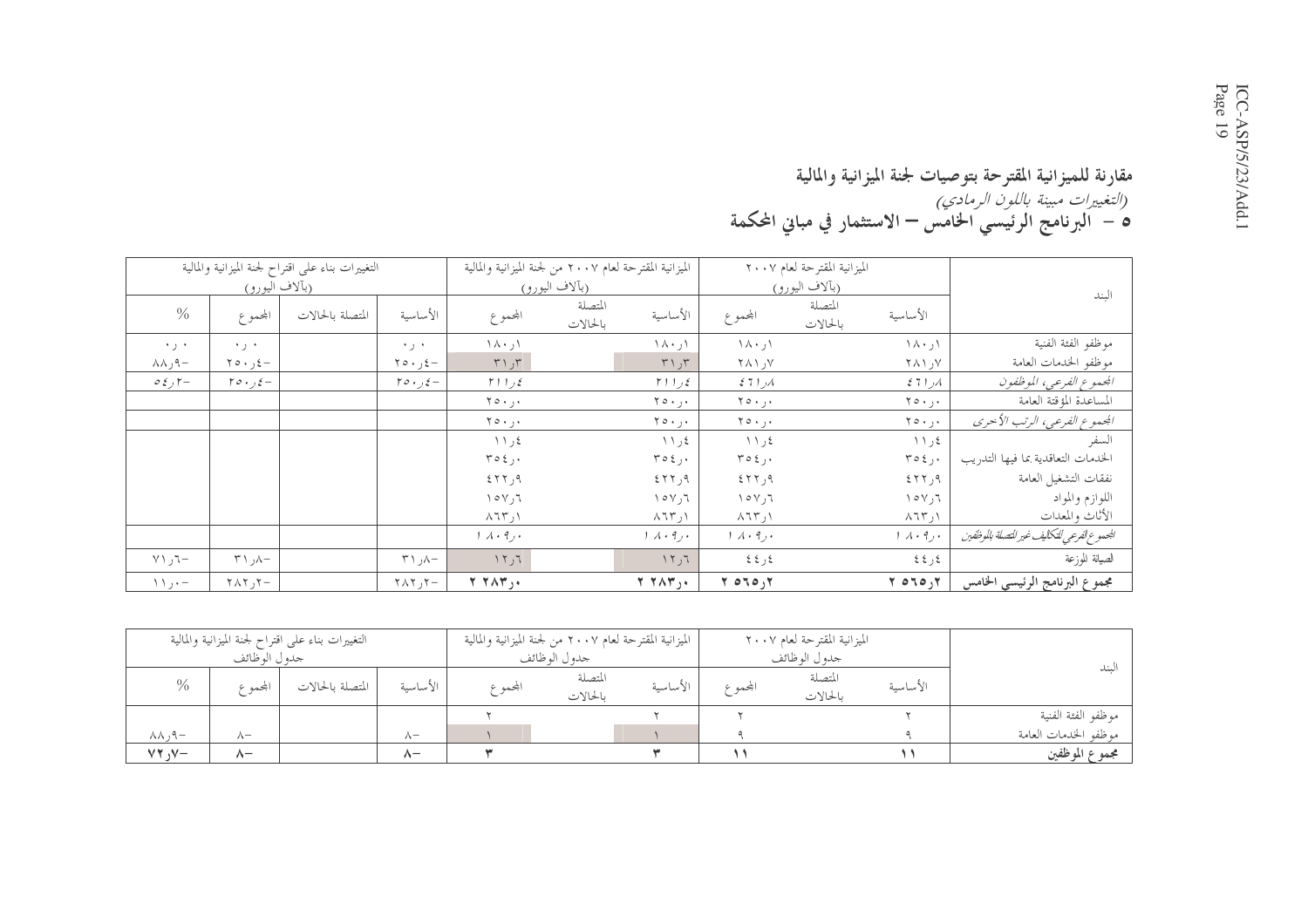## مقارنة للميزانية المقترحة بتوصيات لجنة الميزانية والمالية

*(التغييرات مبينة باللون الرمادي)*

## ٥ – البرنامج الرئيسي الخامس – الاستثمار في مباني المحكمة

| البند | الميزانية المقترحة لعام ٢٠٠٧ (بآلاف اليورو) | | | الميزانية المقترحة لعام ٢٠٠٧ من لجنة الميزانية والمالية (بآلاف اليورو) | | | التغييرات بناء على اقتراح لجنة الميزانية والمالية (بآلاف اليورو) | | | |
|---|---|---|---|---|---|---|---|---|---|---|
| | الأساسية | المتصلة بالحالات | المجموع | الأساسية | المتصلة بالحالات | المجموع | الأساسية | المتصلة بالحالات | المجموع | % |
| موظفو الفئة الفنية | ١٨٠٫١ | | ١٨٠٫١ | ١٨٠٫١ | | ١٨٠٫١ | ٠٫٠ | | ٠٫٠ | ٠٫٠ |
| موظفو الخدمات العامة | ٢٨١٫٧ | | ٢٨١٫٧ | ٣١٫٣ | | ٣١٫٣ | -٢٥٠٫٤ | | -٢٥٠٫٤ | -٨٨٫٩ |
| *المجموع الفرعي، الموظفون* | *٤٦١٫٨* | | *٤٦١٫٨* | *٢١١٫٤* | | *٢١١٫٤* | *-٢٥٠٫٤* | | *-٢٥٠٫٤* | *-٥٤٫٢* |
| المساعدة المؤقتة العامة | ٢٥٠٫٠ | | ٢٥٠٫٠ | ٢٥٠٫٠ | | ٢٥٠٫٠ | | | | |
| *المجموع الفرعي، الرتب الأخرى* | *٢٥٠٫٠* | | *٢٥٠٫٠* | *٢٥٠٫٠* | | *٢٥٠٫٠* | | | | |
| السفر | ١١٫٤ | | ١١٫٤ | ١١٫٤ | | ١١٫٤ | | | | |
| الخدمات التعاقدية بما فيها التدريب | ٣٥٤٫٠ | | ٣٥٤٫٠ | ٣٥٤٫٠ | | ٣٥٤٫٠ | | | | |
| نفقات التشغيل العامة | ٤٢٢٫٩ | | ٤٢٢٫٩ | ٤٢٢٫٩ | | ٤٢٢٫٩ | | | | |
| اللوازم والمواد | ١٥٧٫٦ | | ١٥٧٫٦ | ١٥٧٫٦ | | ١٥٧٫٦ | | | | |
| الأثاث والمعدات | ٨٦٣٫١ | | ٨٦٣٫١ | ٨٦٣٫١ | | ٨٦٣٫١ | | | | |
| *المجموع الفرعي للتكاليف غير المتصلة بالموظفين* | *١ ٨٠٩٫٠* | | *١ ٨٠٩٫٠* | *١ ٨٠٩٫٠* | | *١ ٨٠٩٫٠* | | | | |
| الصيانة الموزعة | ٤٤٫٤ | | ٤٤٫٤ | ١٢٫٦ | | ١٢٫٦ | -٣١٫٨ | | -٣١٫٨ | -٧١٫٦ |
| **مجموع البرنامج الرئيسي الخامس** | **٢ ٥٦٥٫٢** | | **٢ ٥٦٥٫٢** | **٢ ٢٨٣٫٠** | | **٢ ٢٨٣٫٠** | -٢٨٢٫٢ | | -٢٨٢٫٢ | -١١٫٠ |

| البند | الميزانية المقترحة لعام ٢٠٠٧ جدول الوظائف | | | الميزانية المقترحة لعام ٢٠٠٧ من لجنة الميزانية والمالية جدول الوظائف | | | التغييرات بناء على اقتراح لجنة الميزانية والمالية جدول الوظائف | | | |
|---|---|---|---|---|---|---|---|---|---|---|
| | الأساسية | المتصلة بالحالات | المجموع | الأساسية | المتصلة بالحالات | المجموع | الأساسية | المتصلة بالحالات | المجموع | % |
| موظفو الفئة الفنية | ٢ | | ٢ | ٢ | | ٢ | | | | |
| موظفو الخدمات العامة | ٩ | | ٩ | ١ | | ١ | -٨ | | -٨ | -٨٨٫٩ |
| **مجموع الموظفين** | **١١** | | **١١** | **٣** | | **٣** | -٨ | | -٨ | -٧٢٫٧ |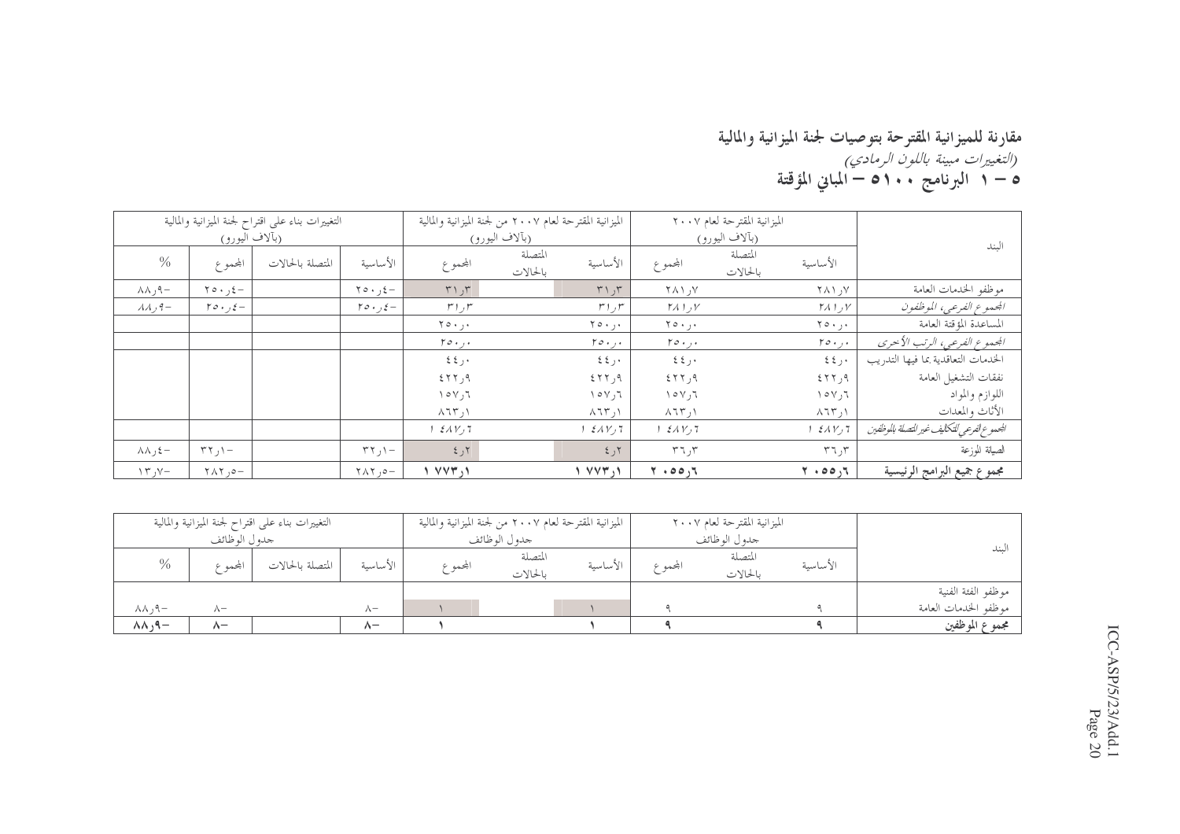## مقارنة للميزانية المقترحة بتوصيات لجنة الميزانية والمالية

*(التغييرات مبينة باللون الرمادي)*

## ٥ – ١ البرنامج ٥١٠٠ – المباني المؤقتة

| البند | الميزانية المقترحة لعام ٢٠٠٧ (بآلاف اليورو) | | | الميزانية المقترحة لعام ٢٠٠٧ من لجنة الميزانية والمالية (بآلاف اليورو) | | | التغييرات بناء على اقتراح لجنة الميزانية والمالية (بآلاف اليورو) | | | |
|---|---|---|---|---|---|---|---|---|---|---|
| | الأساسية | المتصلة بالحالات | المجموع | الأساسية | المتصلة بالحالات | المجموع | الأساسية | المتصلة بالحالات | المجموع | % |
| موظفو الخدمات العامة | ٢٨١٫٧ | | ٢٨١٫٧ | ٣١٫٣ | | ٣١٫٣ | -٢٥٠٫٤ | | -٢٥٠٫٤ | -٨٨٫٩ |
| *المجموع الفرعي، الموظفون* | *٢٨١٫٧* | | *٢٨١٫٧* | *٣١٫٣* | | *٣١٫٣* | *-٢٥٠٫٤* | | *-٢٥٠٫٤* | *-٨٨٫٩* |
| المساعدة المؤقتة العامة | ٢٥٠٫٠ | | ٢٥٠٫٠ | ٢٥٠٫٠ | | ٢٥٠٫٠ | | | | |
| *المجموع الفرعي، الرتب الأخرى* | *٢٥٠٫٠* | | *٢٥٠٫٠* | *٢٥٠٫٠* | | *٢٥٠٫٠* | | | | |
| الخدمات التعاقدية بما فيها التدريب | ٤٤٫٠ | | ٤٤٫٠ | ٤٤٫٠ | | ٤٤٫٠ | | | | |
| نفقات التشغيل العامة | ٤٢٢٫٩ | | ٤٢٢٫٩ | ٤٢٢٫٩ | | ٤٢٢٫٩ | | | | |
| اللوازم والمواد | ١٥٧٫٦ | | ١٥٧٫٦ | ١٥٧٫٦ | | ١٥٧٫٦ | | | | |
| الأثاث والمعدات | ٨٦٣٫١ | | ٨٦٣٫١ | ٨٦٣٫١ | | ٨٦٣٫١ | | | | |
| *المجموع الفرعي للتكاليف غير المتصلة بالموظفين* | *١ ٤٨٧٫٦* | | *١ ٤٨٧٫٦* | *١ ٤٨٧٫٦* | | *١ ٤٨٧٫٦* | | | | |
| الصيانة الموزعة | ٣٦٫٣ | | ٣٦٫٣ | ٤٫٢ | | ٤٫٢ | -٣٢٫١ | | -٣٢٫١ | -٨٨٫٤ |
| **مجموع جميع البرامج الرئيسية** | **٢ ٠٥٥٫٦** | | **٢ ٠٥٥٫٦** | **١ ٧٧٣٫١** | | **١ ٧٧٣٫١** | -٢٨٢٫٥ | | -٢٨٢٫٥ | -١٣٫٧ |

| البند | الميزانية المقترحة لعام ٢٠٠٧ جدول الوظائف | | | الميزانية المقترحة لعام ٢٠٠٧ من لجنة الميزانية والمالية جدول الوظائف | | | التغييرات بناء على اقتراح لجنة الميزانية والمالية جدول الوظائف | | | |
|---|---|---|---|---|---|---|---|---|---|---|
| | الأساسية | المتصلة بالحالات | المجموع | الأساسية | المتصلة بالحالات | المجموع | الأساسية | المتصلة بالحالات | المجموع | % |
| موظفو الفئة الفنية | | | | | | | | | | |
| موظفو الخدمات العامة | ٩ | | ٩ | ١ | | ١ | -٨ | | -٨ | -٨٨٫٩ |
| **مجموع الموظفين** | **٩** | | **٩** | **١** | | **١** | **-٨** | | **-٨** | **-٨٨٫٩** |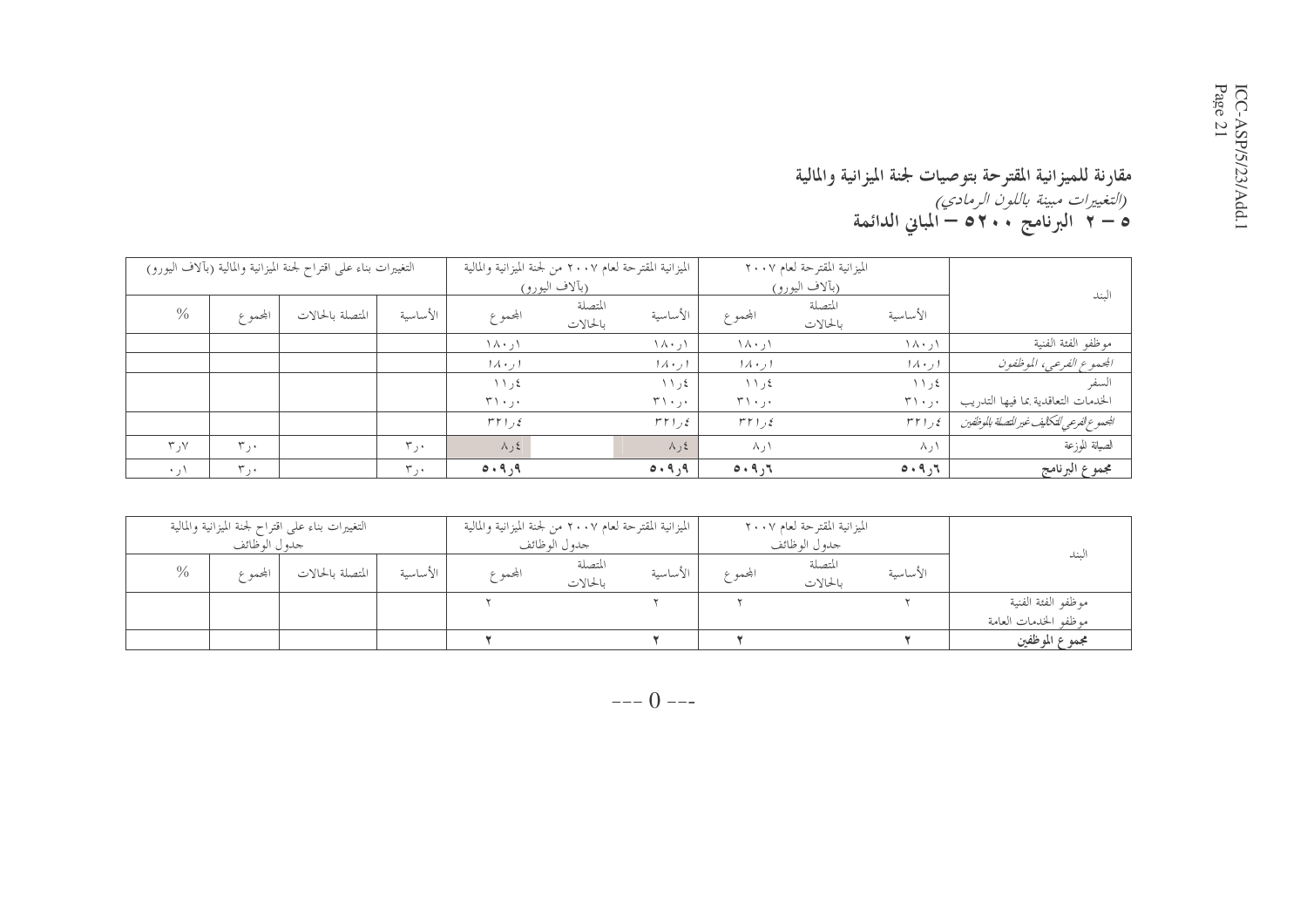## مقارنة للميزانية المقترحة بتوصيات لجنة الميزانية والمالية

*(التغييرات مبينة باللون الرمادي)*

## ٥ – ٢ البرنامج ٥٢٠٠ – المباني الدائمة

| البند | الميزانية المقترحة لعام ٢٠٠٧ (بآلاف اليورو) | | | الميزانية المقترحة لعام ٢٠٠٧ من لجنة الميزانية والمالية (بآلاف اليورو) | | | التغييرات بناء على اقتراح لجنة الميزانية والمالية (بآلاف اليورو) | | | |
|---|---|---|---|---|---|---|---|---|---|---|
| | الأساسية | المتصلة بالحالات | المجموع | الأساسية | المتصلة بالحالات | المجموع | الأساسية | المتصلة بالحالات | المجموع | % |
| موظفو الفئة الفنية | ١٨٠ر١ | | ١٨٠ر١ | ١٨٠ر١ | | ١٨٠ر١ | | | | |
| *المجموع الفرعي، الموظفون* | *١٨٠ر١* | | *١٨٠ر١* | *١٨٠ر١* | | *١٨٠ر١* | | | | |
| السفر | ١١ر٤ | | ١١ر٤ | ١١ر٤ | | ١١ر٤ | | | | |
| الخدمات التعاقدية بما فيها التدريب | ٣١٠ر٠ | | ٣١٠ر٠ | ٣١٠ر٠ | | ٣١٠ر٠ | | | | |
| *المجموع الفرعي للتكاليف غير المتصلة بالموظفين* | *٣٢١ر٤* | | *٣٢١ر٤* | *٣٢١ر٤* | | *٣٢١ر٤* | | | | |
| الصيانة الموزعة | ٨ر١ | | ٨ر١ | ٨ر٤ | | ٨ر٤ | ٣ر٠ | | ٣ر٠ | ٣ر٧ |
| **مجموع البرنامج** | **٥٠٩ر٦** | | **٥٠٩ر٦** | **٥٠٩ر٩** | | **٥٠٩ر٩** | ٣ر٠ | | ٣ر٠ | ٠ر١ |

| البند | الميزانية المقترحة لعام ٢٠٠٧ جدول الوظائف | | | الميزانية المقترحة لعام ٢٠٠٧ من لجنة الميزانية والمالية جدول الوظائف | | | التغييرات بناء على اقتراح لجنة الميزانية والمالية جدول الوظائف | | | |
|---|---|---|---|---|---|---|---|---|---|---|
| | الأساسية | المتصلة بالحالات | المجموع | الأساسية | المتصلة بالحالات | المجموع | الأساسية | المتصلة بالحالات | المجموع | % |
| موظفو الفئة الفنية | ٢ | | ٢ | ٢ | | ٢ | | | | |
| موظفو الخدمات العامة | | | | | | | | | | |
| **مجموع الموظفين** | **٢** | | **٢** | **٢** | | **٢** | | | | |

--- 0 ---